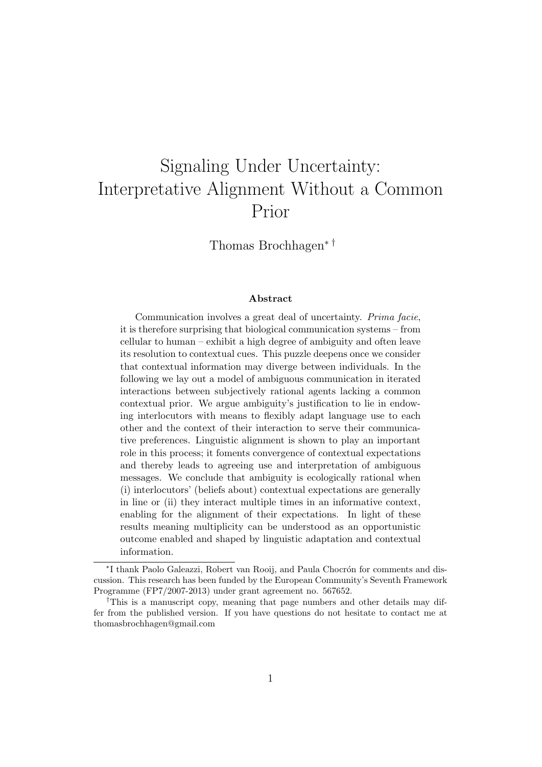# Signaling Under Uncertainty: Interpretative Alignment Without a Common Prior

Thomas Brochhagen[*] [†]

### Abstract

Communication involves a great deal of uncertainty. *Prima facie*, it is therefore surprising that biological communication systems – from cellular to human – exhibit a high degree of ambiguity and often leave its resolution to contextual cues. This puzzle deepens once we consider that contextual information may diverge between individuals. In the following we lay out a model of ambiguous communication in iterated interactions between subjectively rational agents lacking a common contextual prior. We argue ambiguity's justification to lie in endowing interlocutors with means to flexibly adapt language use to each other and the context of their interaction to serve their communicative preferences. Linguistic alignment is shown to play an important role in this process; it foments convergence of contextual expectations and thereby leads to agreeing use and interpretation of ambiguous messages. We conclude that ambiguity is ecologically rational when (i) interlocutors' (beliefs about) contextual expectations are generally in line or (ii) they interact multiple times in an informative context, enabling for the alignment of their expectations. In light of these results meaning multiplicity can be understood as an opportunistic outcome enabled and shaped by linguistic adaptation and contextual information.

---

[*] I thank Paolo Galeazzi, Robert van Rooij, and Paula Chocrón for comments and discussion. This research has been funded by the European Community's Seventh Framework Programme (FP7/2007-2013) under grant agreement no. 567652.

[†] This is a manuscript copy, meaning that page numbers and other details may differ from the published version. If you have questions do not hesitate to contact me at thomasbrochhagen@gmail.com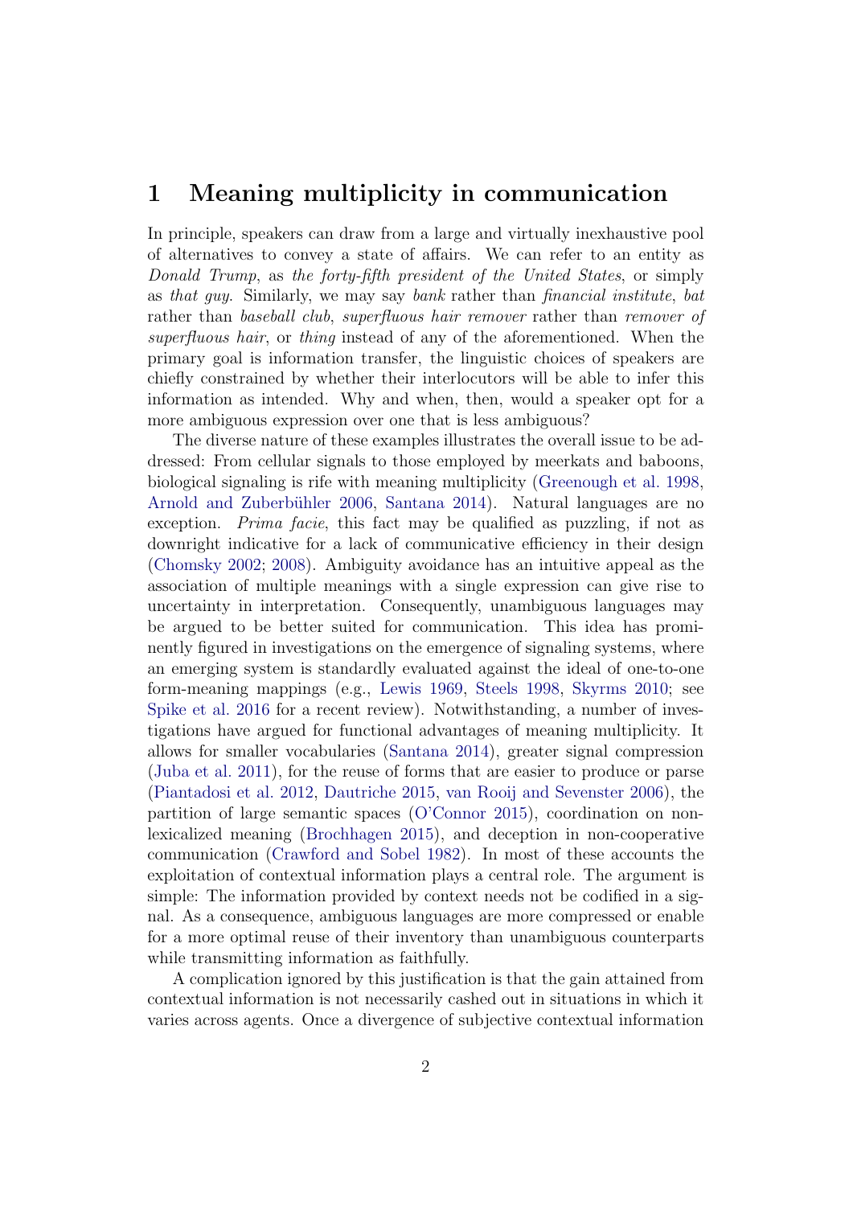# 1 Meaning multiplicity in communication

In principle, speakers can draw from a large and virtually inexhaustive pool of alternatives to convey a state of affairs. We can refer to an entity as *Donald Trump*, as *the forty-fifth president of the United States*, or simply as *that guy*. Similarly, we may say *bank* rather than *financial institute*, *bat* rather than *baseball club*, *superfluous hair remover* rather than *remover of superfluous hair*, or *thing* instead of any of the aforementioned. When the primary goal is information transfer, the linguistic choices of speakers are chiefly constrained by whether their interlocutors will be able to infer this information as intended. Why and when, then, would a speaker opt for a more ambiguous expression over one that is less ambiguous?

The diverse nature of these examples illustrates the overall issue to be addressed: From cellular signals to those employed by meerkats and baboons, biological signaling is rife with meaning multiplicity (Greenough et al. 1998, Arnold and Zuberbühler 2006, Santana 2014). Natural languages are no exception. *Prima facie*, this fact may be qualified as puzzling, if not as downright indicative for a lack of communicative efficiency in their design (Chomsky 2002; 2008). Ambiguity avoidance has an intuitive appeal as the association of multiple meanings with a single expression can give rise to uncertainty in interpretation. Consequently, unambiguous languages may be argued to be better suited for communication. This idea has prominently figured in investigations on the emergence of signaling systems, where an emerging system is standardly evaluated against the ideal of one-to-one form-meaning mappings (e.g., Lewis 1969, Steels 1998, Skyrms 2010; see Spike et al. 2016 for a recent review). Notwithstanding, a number of investigations have argued for functional advantages of meaning multiplicity. It allows for smaller vocabularies (Santana 2014), greater signal compression (Juba et al. 2011), for the reuse of forms that are easier to produce or parse (Piantadosi et al. 2012, Dautriche 2015, van Rooij and Sevenster 2006), the partition of large semantic spaces (O'Connor 2015), coordination on non-lexicalized meaning (Brochhagen 2015), and deception in non-cooperative communication (Crawford and Sobel 1982). In most of these accounts the exploitation of contextual information plays a central role. The argument is simple: The information provided by context needs not be codified in a signal. As a consequence, ambiguous languages are more compressed or enable for a more optimal reuse of their inventory than unambiguous counterparts while transmitting information as faithfully.

A complication ignored by this justification is that the gain attained from contextual information is not necessarily cashed out in situations in which it varies across agents. Once a divergence of subjective contextual information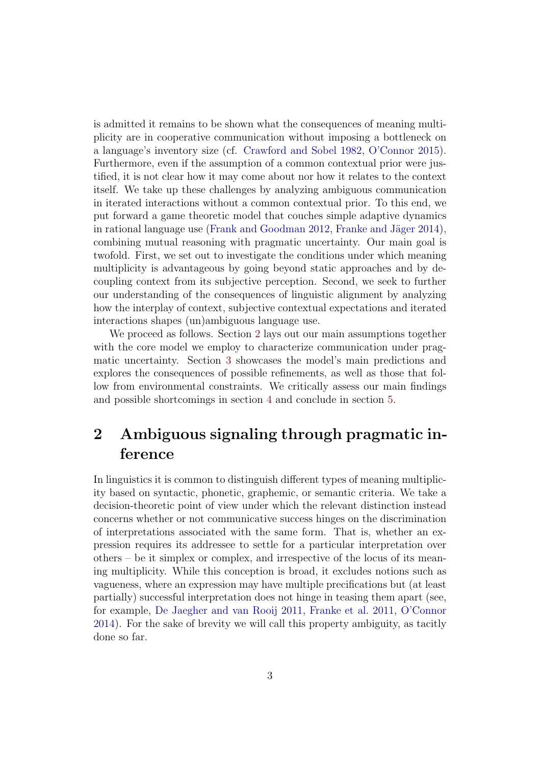is admitted it remains to be shown what the consequences of meaning multiplicity are in cooperative communication without imposing a bottleneck on a language's inventory size (cf. Crawford and Sobel 1982, O'Connor 2015). Furthermore, even if the assumption of a common contextual prior were justified, it is not clear how it may come about nor how it relates to the context itself. We take up these challenges by analyzing ambiguous communication in iterated interactions without a common contextual prior. To this end, we put forward a game theoretic model that couches simple adaptive dynamics in rational language use (Frank and Goodman 2012, Franke and Jäger 2014), combining mutual reasoning with pragmatic uncertainty. Our main goal is twofold. First, we set out to investigate the conditions under which meaning multiplicity is advantageous by going beyond static approaches and by decoupling context from its subjective perception. Second, we seek to further our understanding of the consequences of linguistic alignment by analyzing how the interplay of context, subjective contextual expectations and iterated interactions shapes (un)ambiguous language use.

We proceed as follows. Section 2 lays out our main assumptions together with the core model we employ to characterize communication under pragmatic uncertainty. Section 3 showcases the model's main predictions and explores the consequences of possible refinements, as well as those that follow from environmental constraints. We critically assess our main findings and possible shortcomings in section 4 and conclude in section 5.

# 2 Ambiguous signaling through pragmatic inference

In linguistics it is common to distinguish different types of meaning multiplicity based on syntactic, phonetic, graphemic, or semantic criteria. We take a decision-theoretic point of view under which the relevant distinction instead concerns whether or not communicative success hinges on the discrimination of interpretations associated with the same form. That is, whether an expression requires its addressee to settle for a particular interpretation over others – be it simplex or complex, and irrespective of the locus of its meaning multiplicity. While this conception is broad, it excludes notions such as vagueness, where an expression may have multiple precifications but (at least partially) successful interpretation does not hinge in teasing them apart (see, for example, De Jaegher and van Rooij 2011, Franke et al. 2011, O'Connor 2014). For the sake of brevity we will call this property ambiguity, as tacitly done so far.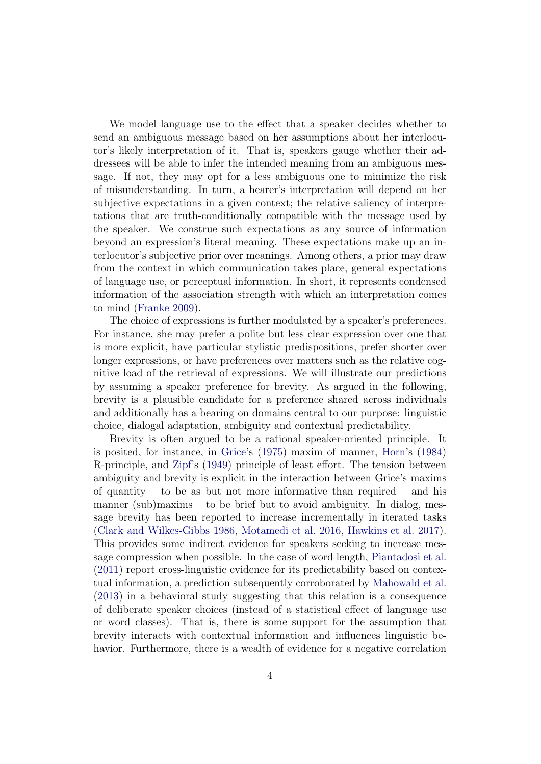We model language use to the effect that a speaker decides whether to send an ambiguous message based on her assumptions about her interlocutor's likely interpretation of it. That is, speakers gauge whether their addressees will be able to infer the intended meaning from an ambiguous message. If not, they may opt for a less ambiguous one to minimize the risk of misunderstanding. In turn, a hearer's interpretation will depend on her subjective expectations in a given context; the relative saliency of interpretations that are truth-conditionally compatible with the message used by the speaker. We construe such expectations as any source of information beyond an expression's literal meaning. These expectations make up an interlocutor's subjective prior over meanings. Among others, a prior may draw from the context in which communication takes place, general expectations of language use, or perceptual information. In short, it represents condensed information of the association strength with which an interpretation comes to mind (Franke 2009).

The choice of expressions is further modulated by a speaker's preferences. For instance, she may prefer a polite but less clear expression over one that is more explicit, have particular stylistic predispositions, prefer shorter over longer expressions, or have preferences over matters such as the relative cognitive load of the retrieval of expressions. We will illustrate our predictions by assuming a speaker preference for brevity. As argued in the following, brevity is a plausible candidate for a preference shared across individuals and additionally has a bearing on domains central to our purpose: linguistic choice, dialogal adaptation, ambiguity and contextual predictability.

Brevity is often argued to be a rational speaker-oriented principle. It is posited, for instance, in Grice's (1975) maxim of manner, Horn's (1984) R-principle, and Zipf's (1949) principle of least effort. The tension between ambiguity and brevity is explicit in the interaction between Grice's maxims of quantity – to be as but not more informative than required – and his manner (sub)maxims – to be brief but to avoid ambiguity. In dialog, message brevity has been reported to increase incrementally in iterated tasks (Clark and Wilkes-Gibbs 1986, Motamedi et al. 2016, Hawkins et al. 2017). This provides some indirect evidence for speakers seeking to increase message compression when possible. In the case of word length, Piantadosi et al. (2011) report cross-linguistic evidence for its predictability based on contextual information, a prediction subsequently corroborated by Mahowald et al. (2013) in a behavioral study suggesting that this relation is a consequence of deliberate speaker choices (instead of a statistical effect of language use or word classes). That is, there is some support for the assumption that brevity interacts with contextual information and influences linguistic behavior. Furthermore, there is a wealth of evidence for a negative correlation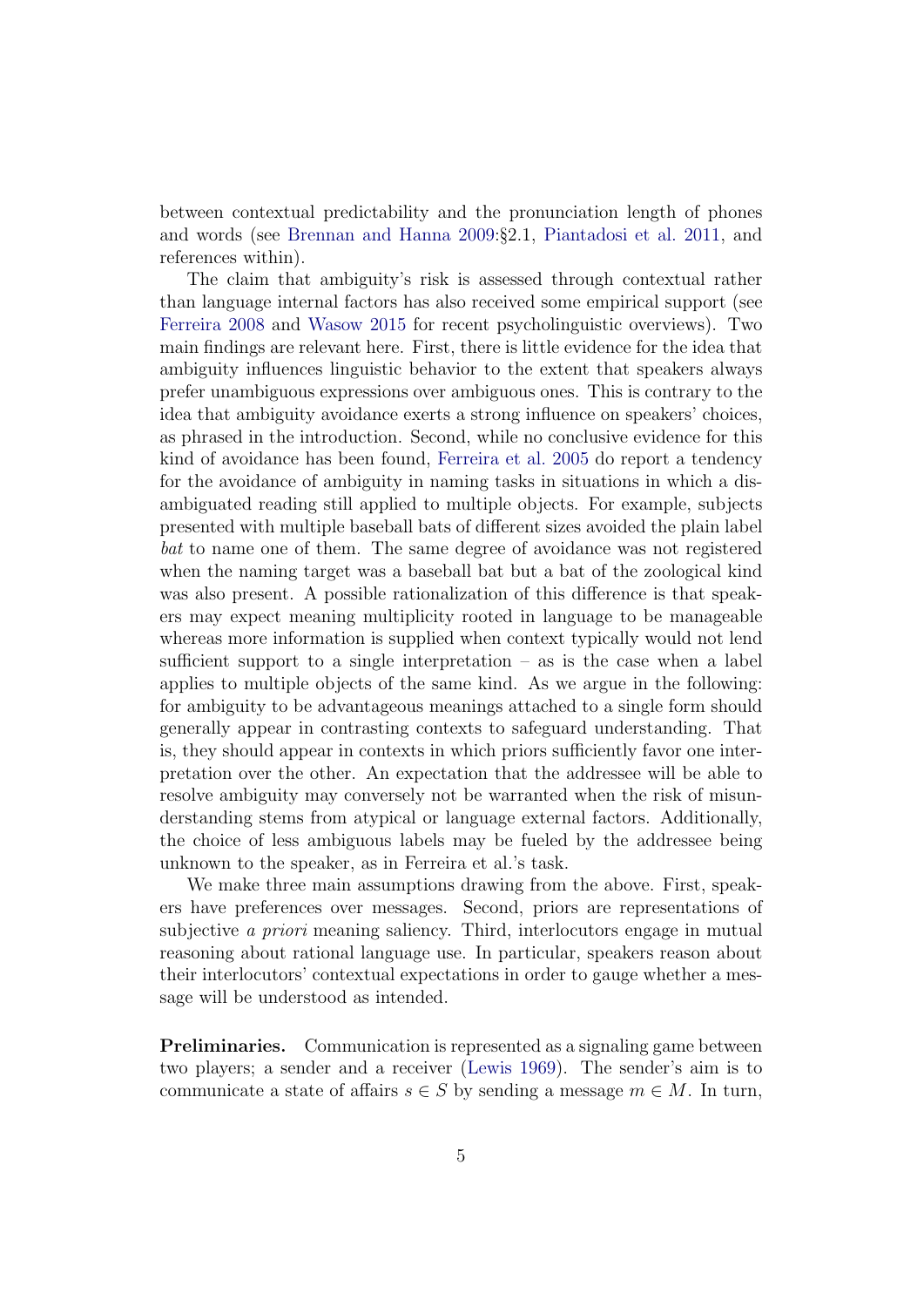between contextual predictability and the pronunciation length of phones and words (see Brennan and Hanna 2009:§2.1, Piantadosi et al. 2011, and references within).

The claim that ambiguity's risk is assessed through contextual rather than language internal factors has also received some empirical support (see Ferreira 2008 and Wasow 2015 for recent psycholinguistic overviews). Two main findings are relevant here. First, there is little evidence for the idea that ambiguity influences linguistic behavior to the extent that speakers always prefer unambiguous expressions over ambiguous ones. This is contrary to the idea that ambiguity avoidance exerts a strong influence on speakers' choices, as phrased in the introduction. Second, while no conclusive evidence for this kind of avoidance has been found, Ferreira et al. 2005 do report a tendency for the avoidance of ambiguity in naming tasks in situations in which a disambiguated reading still applied to multiple objects. For example, subjects presented with multiple baseball bats of different sizes avoided the plain label *bat* to name one of them. The same degree of avoidance was not registered when the naming target was a baseball bat but a bat of the zoological kind was also present. A possible rationalization of this difference is that speakers may expect meaning multiplicity rooted in language to be manageable whereas more information is supplied when context typically would not lend sufficient support to a single interpretation – as is the case when a label applies to multiple objects of the same kind. As we argue in the following: for ambiguity to be advantageous meanings attached to a single form should generally appear in contrasting contexts to safeguard understanding. That is, they should appear in contexts in which priors sufficiently favor one interpretation over the other. An expectation that the addressee will be able to resolve ambiguity may conversely not be warranted when the risk of misunderstanding stems from atypical or language external factors. Additionally, the choice of less ambiguous labels may be fueled by the addressee being unknown to the speaker, as in Ferreira et al.'s task.

We make three main assumptions drawing from the above. First, speakers have preferences over messages. Second, priors are representations of subjective *a priori* meaning saliency. Third, interlocutors engage in mutual reasoning about rational language use. In particular, speakers reason about their interlocutors' contextual expectations in order to gauge whether a message will be understood as intended.

**Preliminaries.** Communication is represented as a signaling game between two players; a sender and a receiver (Lewis 1969). The sender's aim is to communicate a state of affairs $s \in S$ by sending a message $m \in M$. In turn,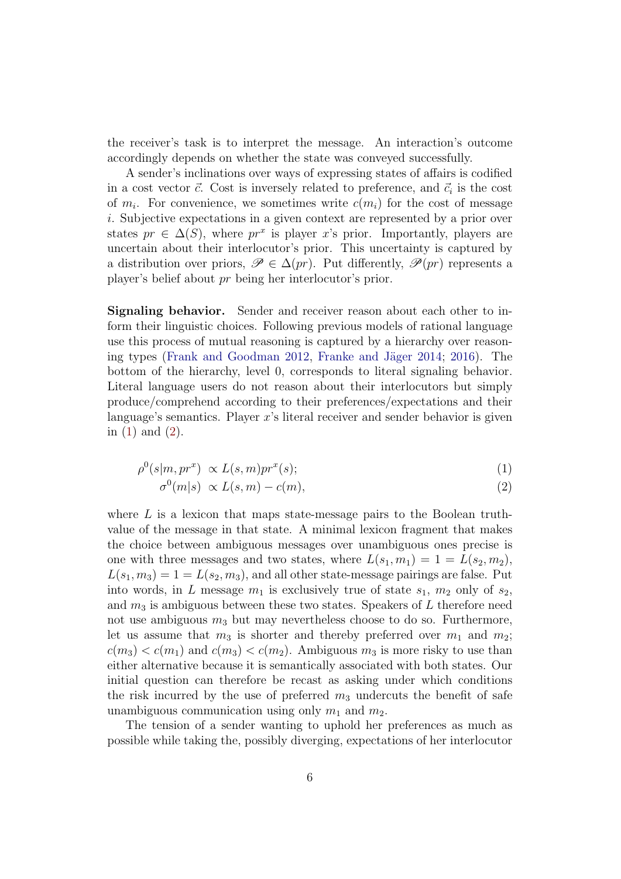the receiver's task is to interpret the message. An interaction's outcome accordingly depends on whether the state was conveyed successfully.

A sender's inclinations over ways of expressing states of affairs is codified in a cost vector $\vec{c}$. Cost is inversely related to preference, and $\vec{c}_i$ is the cost of $m_i$. For convenience, we sometimes write $c(m_i)$ for the cost of message $i$. Subjective expectations in a given context are represented by a prior over states $pr \in \Delta(S)$, where $pr^x$ is player $x$'s prior. Importantly, players are uncertain about their interlocutor's prior. This uncertainty is captured by a distribution over priors, $\mathscr{P} \in \Delta(pr)$. Put differently, $\mathscr{P}(pr)$ represents a player's belief about $pr$ being her interlocutor's prior.

**Signaling behavior.** Sender and receiver reason about each other to inform their linguistic choices. Following previous models of rational language use this process of mutual reasoning is captured by a hierarchy over reasoning types (Frank and Goodman 2012, Franke and Jäger 2014; 2016). The bottom of the hierarchy, level 0, corresponds to literal signaling behavior. Literal language users do not reason about their interlocutors but simply produce/comprehend according to their preferences/expectations and their language's semantics. Player $x$'s literal receiver and sender behavior is given in (1) and (2).

$$\rho^0(s|m, pr^x) \propto L(s, m)pr^x(s); \tag{1}$$

$$\sigma^0(m|s) \propto L(s, m) - c(m), \tag{2}$$

where $L$ is a lexicon that maps state-message pairs to the Boolean truth-value of the message in that state. A minimal lexicon fragment that makes the choice between ambiguous messages over unambiguous ones precise is one with three messages and two states, where $L(s_1, m_1) = 1 = L(s_2, m_2)$, $L(s_1, m_3) = 1 = L(s_2, m_3)$, and all other state-message pairings are false. Put into words, in $L$ message $m_1$ is exclusively true of state $s_1$, $m_2$ only of $s_2$, and $m_3$ is ambiguous between these two states. Speakers of $L$ therefore need not use ambiguous $m_3$ but may nevertheless choose to do so. Furthermore, let us assume that $m_3$ is shorter and thereby preferred over $m_1$ and $m_2$; $c(m_3) < c(m_1)$ and $c(m_3) < c(m_2)$. Ambiguous $m_3$ is more risky to use than either alternative because it is semantically associated with both states. Our initial question can therefore be recast as asking under which conditions the risk incurred by the use of preferred $m_3$ undercuts the benefit of safe unambiguous communication using only $m_1$ and $m_2$.

The tension of a sender wanting to uphold her preferences as much as possible while taking the, possibly diverging, expectations of her interlocutor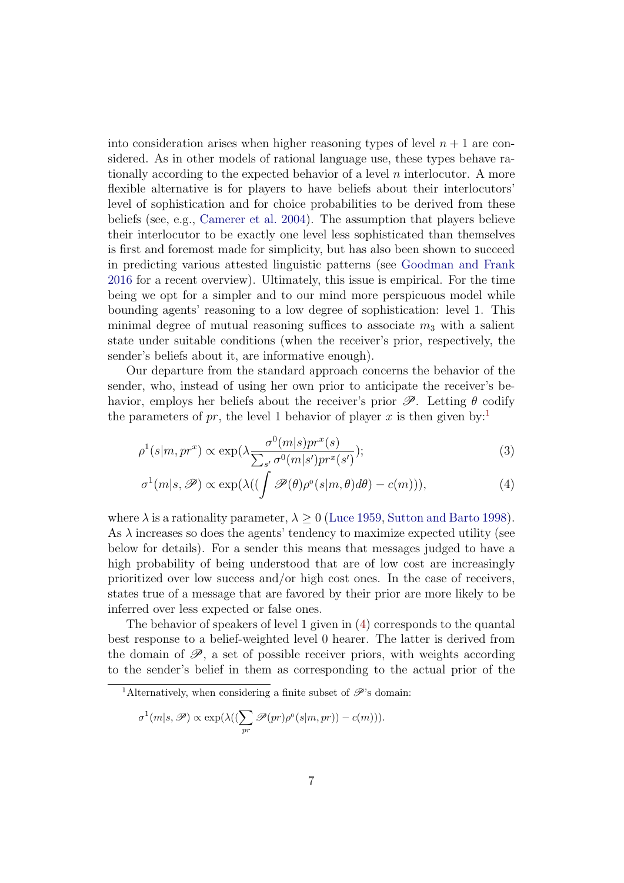into consideration arises when higher reasoning types of level $n+1$ are considered. As in other models of rational language use, these types behave rationally according to the expected behavior of a level $n$ interlocutor. A more flexible alternative is for players to have beliefs about their interlocutors' level of sophistication and for choice probabilities to be derived from these beliefs (see, e.g., Camerer et al. 2004). The assumption that players believe their interlocutor to be exactly one level less sophisticated than themselves is first and foremost made for simplicity, but has also been shown to succeed in predicting various attested linguistic patterns (see Goodman and Frank 2016 for a recent overview). Ultimately, this issue is empirical. For the time being we opt for a simpler and to our mind more perspicuous model while bounding agents' reasoning to a low degree of sophistication: level 1. This minimal degree of mutual reasoning suffices to associate $m_3$ with a salient state under suitable conditions (when the receiver's prior, respectively, the sender's beliefs about it, are informative enough).

Our departure from the standard approach concerns the behavior of the sender, who, instead of using her own prior to anticipate the receiver's behavior, employs her beliefs about the receiver's prior $\mathscr{P}$. Letting $\theta$ codify the parameters of $pr$, the level 1 behavior of player $x$ is then given by:[1]

$$\rho^1(s|m, pr^x) \propto \exp(\lambda \frac{\sigma^0(m|s)pr^x(s)}{\sum_{s'} \sigma^0(m|s')pr^x(s')}); \tag{3}$$

$$\sigma^1(m|s, \mathscr{P}) \propto \exp(\lambda((\int \mathscr{P}(\theta)\rho^0(s|m,\theta)d\theta) - c(m))), \tag{4}$$

where $\lambda$ is a rationality parameter, $\lambda \geq 0$ (Luce 1959, Sutton and Barto 1998). As $\lambda$ increases so does the agents' tendency to maximize expected utility (see below for details). For a sender this means that messages judged to have a high probability of being understood that are of low cost are increasingly prioritized over low success and/or high cost ones. In the case of receivers, states true of a message that are favored by their prior are more likely to be inferred over less expected or false ones.

The behavior of speakers of level 1 given in (4) corresponds to the quantal best response to a belief-weighted level 0 hearer. The latter is derived from the domain of $\mathscr{P}$, a set of possible receiver priors, with weights according to the sender's belief in them as corresponding to the actual prior of the

---

[1] Alternatively, when considering a finite subset of $\mathscr{P}$'s domain:

$$\sigma^1(m|s, \mathscr{P}) \propto \exp(\lambda((\sum_{pr} \mathscr{P}(pr)\rho^0(s|m, pr)) - c(m))).$$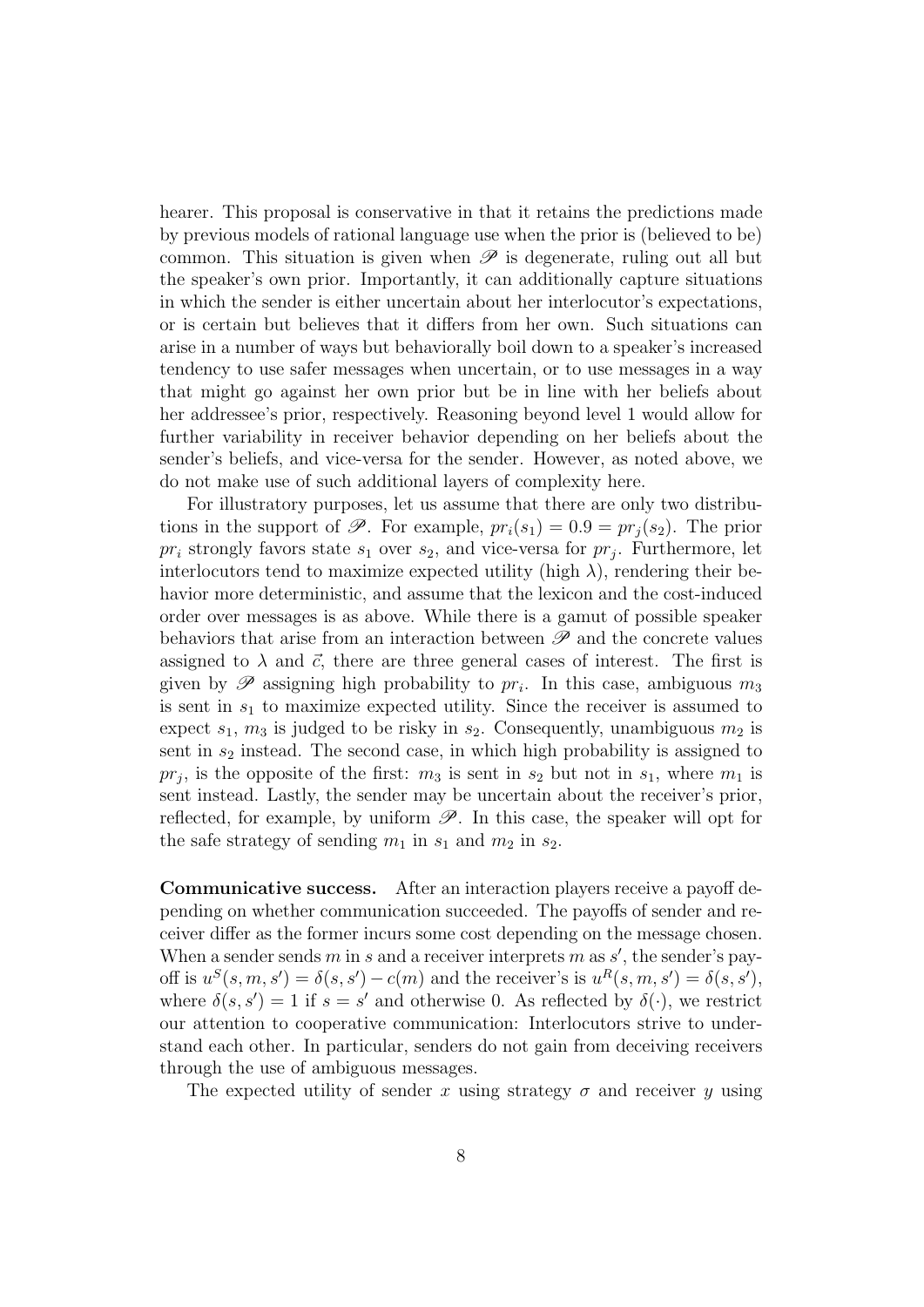hearer. This proposal is conservative in that it retains the predictions made by previous models of rational language use when the prior is (believed to be) common. This situation is given when $\mathscr{P}$ is degenerate, ruling out all but the speaker's own prior. Importantly, it can additionally capture situations in which the sender is either uncertain about her interlocutor's expectations, or is certain but believes that it differs from her own. Such situations can arise in a number of ways but behaviorally boil down to a speaker's increased tendency to use safer messages when uncertain, or to use messages in a way that might go against her own prior but be in line with her beliefs about her addressee's prior, respectively. Reasoning beyond level 1 would allow for further variability in receiver behavior depending on her beliefs about the sender's beliefs, and vice-versa for the sender. However, as noted above, we do not make use of such additional layers of complexity here.

For illustratory purposes, let us assume that there are only two distributions in the support of $\mathscr{P}$. For example, $pr_i(s_1) = 0.9 = pr_j(s_2)$. The prior $pr_i$ strongly favors state $s_1$ over $s_2$, and vice-versa for $pr_j$. Furthermore, let interlocutors tend to maximize expected utility (high $\lambda$), rendering their behavior more deterministic, and assume that the lexicon and the cost-induced order over messages is as above. While there is a gamut of possible speaker behaviors that arise from an interaction between $\mathscr{P}$ and the concrete values assigned to $\lambda$ and $\vec{c}$, there are three general cases of interest. The first is given by $\mathscr{P}$ assigning high probability to $pr_i$. In this case, ambiguous $m_3$ is sent in $s_1$ to maximize expected utility. Since the receiver is assumed to expect $s_1$, $m_3$ is judged to be risky in $s_2$. Consequently, unambiguous $m_2$ is sent in $s_2$ instead. The second case, in which high probability is assigned to $pr_j$, is the opposite of the first: $m_3$ is sent in $s_2$ but not in $s_1$, where $m_1$ is sent instead. Lastly, the sender may be uncertain about the receiver's prior, reflected, for example, by uniform $\mathscr{P}$. In this case, the speaker will opt for the safe strategy of sending $m_1$ in $s_1$ and $m_2$ in $s_2$.

**Communicative success.** After an interaction players receive a payoff depending on whether communication succeeded. The payoffs of sender and receiver differ as the former incurs some cost depending on the message chosen. When a sender sends $m$ in $s$ and a receiver interprets $m$ as $s'$, the sender's payoff is $u^S(s, m, s') = \delta(s, s') - c(m)$ and the receiver's is $u^R(s, m, s') = \delta(s, s')$, where $\delta(s, s') = 1$ if $s = s'$ and otherwise 0. As reflected by $\delta(\cdot)$, we restrict our attention to cooperative communication: Interlocutors strive to understand each other. In particular, senders do not gain from deceiving receivers through the use of ambiguous messages.

The expected utility of sender $x$ using strategy $\sigma$ and receiver $y$ using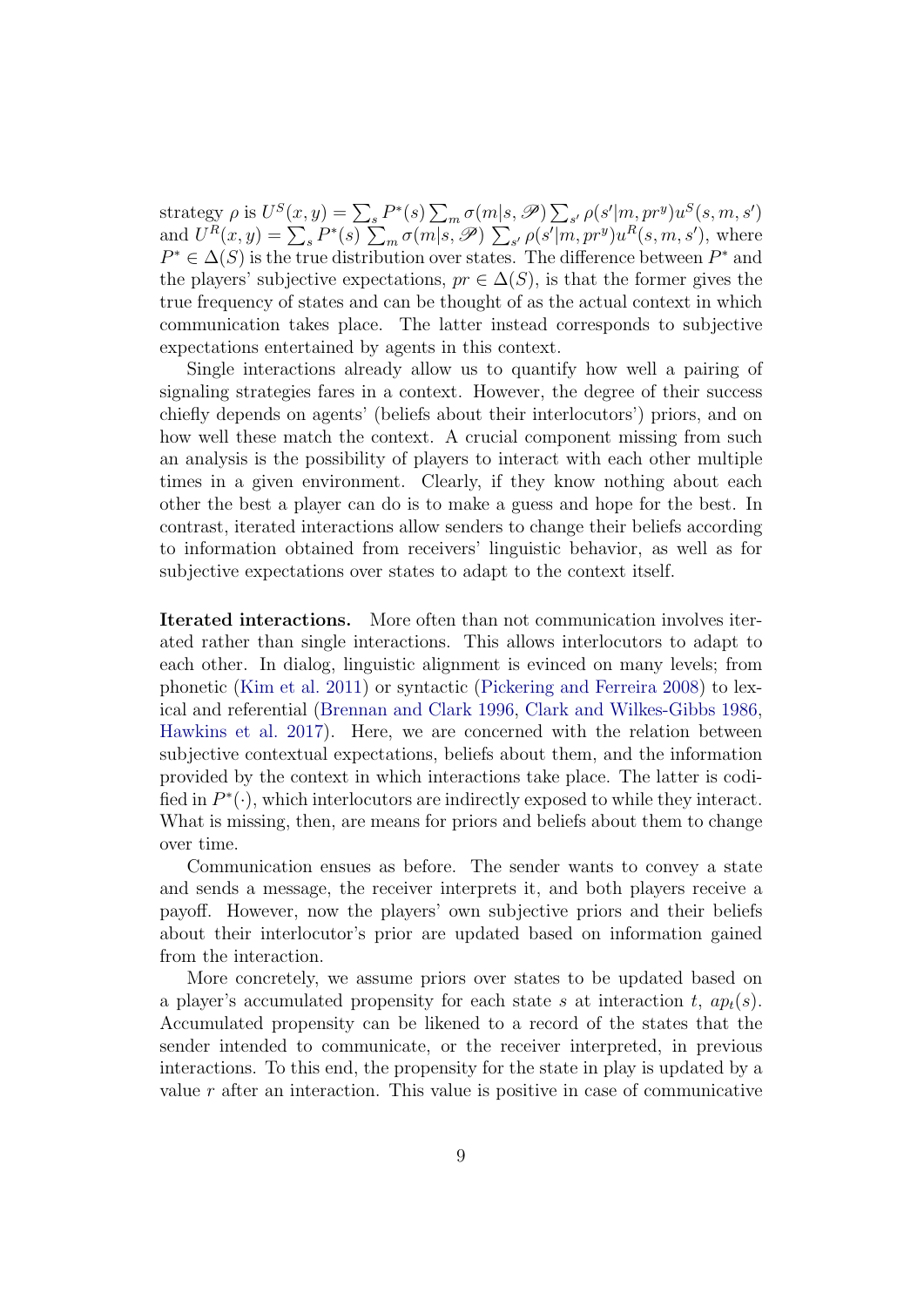strategy $\rho$ is $U^S(x,y) = \sum_s P^*(s) \sum_m \sigma(m|s, \mathscr{P}) \sum_{s'} \rho(s'|m, pr^y) u^S(s,m,s')$ and $U^R(x,y) = \sum_s P^*(s) \sum_m \sigma(m|s, \mathscr{P}) \sum_{s'} \rho(s'|m, pr^y) u^R(s,m,s')$, where $P^* \in \Delta(S)$ is the true distribution over states. The difference between $P^*$ and the players' subjective expectations, $pr \in \Delta(S)$, is that the former gives the true frequency of states and can be thought of as the actual context in which communication takes place. The latter instead corresponds to subjective expectations entertained by agents in this context.

Single interactions already allow us to quantify how well a pairing of signaling strategies fares in a context. However, the degree of their success chiefly depends on agents' (beliefs about their interlocutors') priors, and on how well these match the context. A crucial component missing from such an analysis is the possibility of players to interact with each other multiple times in a given environment. Clearly, if they know nothing about each other the best a player can do is to make a guess and hope for the best. In contrast, iterated interactions allow senders to change their beliefs according to information obtained from receivers' linguistic behavior, as well as for subjective expectations over states to adapt to the context itself.

**Iterated interactions.** More often than not communication involves iterated rather than single interactions. This allows interlocutors to adapt to each other. In dialog, linguistic alignment is evinced on many levels; from phonetic (Kim et al. 2011) or syntactic (Pickering and Ferreira 2008) to lexical and referential (Brennan and Clark 1996, Clark and Wilkes-Gibbs 1986, Hawkins et al. 2017). Here, we are concerned with the relation between subjective contextual expectations, beliefs about them, and the information provided by the context in which interactions take place. The latter is codified in $P^*(\cdot)$, which interlocutors are indirectly exposed to while they interact. What is missing, then, are means for priors and beliefs about them to change over time.

Communication ensues as before. The sender wants to convey a state and sends a message, the receiver interprets it, and both players receive a payoff. However, now the players' own subjective priors and their beliefs about their interlocutor's prior are updated based on information gained from the interaction.

More concretely, we assume priors over states to be updated based on a player's accumulated propensity for each state $s$ at interaction $t$, $ap_t(s)$. Accumulated propensity can be likened to a record of the states that the sender intended to communicate, or the receiver interpreted, in previous interactions. To this end, the propensity for the state in play is updated by a value $r$ after an interaction. This value is positive in case of communicative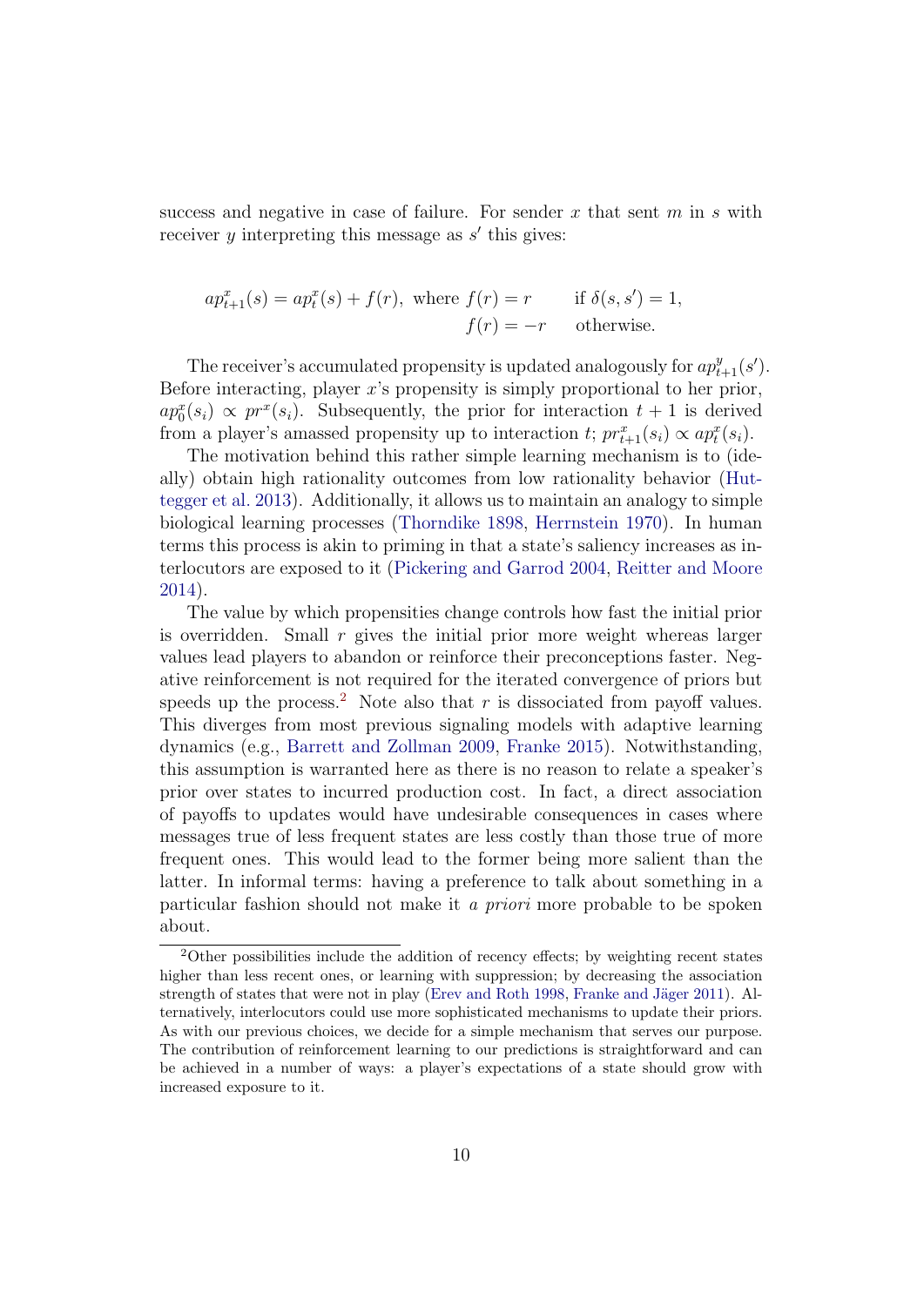success and negative in case of failure. For sender $x$ that sent $m$ in $s$ with receiver $y$ interpreting this message as $s'$ this gives:

$$
ap^x_{t+1}(s) = ap^x_t(s) + f(r), \text{ where } \begin{array}{ll} f(r) = r & \text{if } \delta(s, s') = 1, \\ f(r) = -r & \text{otherwise.} \end{array}
$$

The receiver's accumulated propensity is updated analogously for $ap^y_{t+1}(s')$. Before interacting, player $x$'s propensity is simply proportional to her prior, $ap^x_0(s_i) \propto pr^x(s_i)$. Subsequently, the prior for interaction $t+1$ is derived from a player's amassed propensity up to interaction $t$; $pr^x_{t+1}(s_i) \propto ap^x_t(s_i)$.

The motivation behind this rather simple learning mechanism is to (ideally) obtain high rationality outcomes from low rationality behavior (Huttegger et al. 2013). Additionally, it allows us to maintain an analogy to simple biological learning processes (Thorndike 1898, Herrnstein 1970). In human terms this process is akin to priming in that a state's saliency increases as interlocutors are exposed to it (Pickering and Garrod 2004, Reitter and Moore 2014).

The value by which propensities change controls how fast the initial prior is overridden. Small $r$ gives the initial prior more weight whereas larger values lead players to abandon or reinforce their preconceptions faster. Negative reinforcement is not required for the iterated convergence of priors but speeds up the process.[2] Note also that $r$ is dissociated from payoff values. This diverges from most previous signaling models with adaptive learning dynamics (e.g., Barrett and Zollman 2009, Franke 2015). Notwithstanding, this assumption is warranted here as there is no reason to relate a speaker's prior over states to incurred production cost. In fact, a direct association of payoffs to updates would have undesirable consequences in cases where messages true of less frequent states are less costly than those true of more frequent ones. This would lead to the former being more salient than the latter. In informal terms: having a preference to talk about something in a particular fashion should not make it *a priori* more probable to be spoken about.

[2] Other possibilities include the addition of recency effects; by weighting recent states higher than less recent ones, or learning with suppression; by decreasing the association strength of states that were not in play (Erev and Roth 1998, Franke and Jäger 2011). Alternatively, interlocutors could use more sophisticated mechanisms to update their priors. As with our previous choices, we decide for a simple mechanism that serves our purpose. The contribution of reinforcement learning to our predictions is straightforward and can be achieved in a number of ways: a player's expectations of a state should grow with increased exposure to it.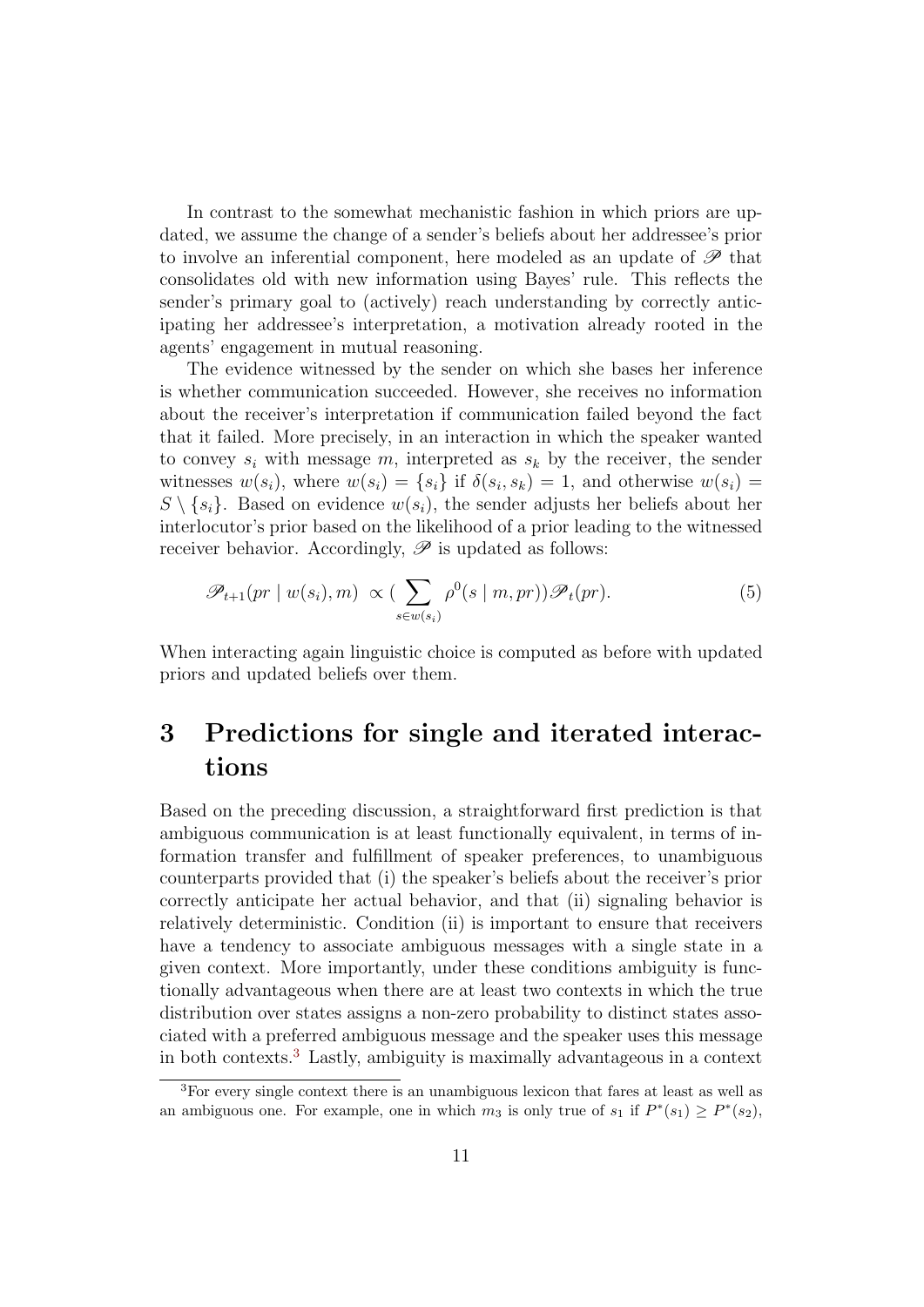In contrast to the somewhat mechanistic fashion in which priors are updated, we assume the change of a sender's beliefs about her addressee's prior to involve an inferential component, here modeled as an update of $\mathscr{P}$ that consolidates old with new information using Bayes' rule. This reflects the sender's primary goal to (actively) reach understanding by correctly anticipating her addressee's interpretation, a motivation already rooted in the agents' engagement in mutual reasoning.

The evidence witnessed by the sender on which she bases her inference is whether communication succeeded. However, she receives no information about the receiver's interpretation if communication failed beyond the fact that it failed. More precisely, in an interaction in which the speaker wanted to convey $s_i$ with message $m$, interpreted as $s_k$ by the receiver, the sender witnesses $w(s_i)$, where $w(s_i) = \{s_i\}$ if $\delta(s_i, s_k) = 1$, and otherwise $w(s_i) = S \setminus \{s_i\}$. Based on evidence $w(s_i)$, the sender adjusts her beliefs about her interlocutor's prior based on the likelihood of a prior leading to the witnessed receiver behavior. Accordingly, $\mathscr{P}$ is updated as follows:

$$\mathscr{P}_{t+1}(pr \mid w(s_i), m) \propto \Big(\sum_{s \in w(s_i)} \rho^0(s \mid m, pr)\Big)\mathscr{P}_t(pr). \tag{5}$$

When interacting again linguistic choice is computed as before with updated priors and updated beliefs over them.

# 3 Predictions for single and iterated interactions

Based on the preceding discussion, a straightforward first prediction is that ambiguous communication is at least functionally equivalent, in terms of information transfer and fulfillment of speaker preferences, to unambiguous counterparts provided that (i) the speaker's beliefs about the receiver's prior correctly anticipate her actual behavior, and that (ii) signaling behavior is relatively deterministic. Condition (ii) is important to ensure that receivers have a tendency to associate ambiguous messages with a single state in a given context. More importantly, under these conditions ambiguity is functionally advantageous when there are at least two contexts in which the true distribution over states assigns a non-zero probability to distinct states associated with a preferred ambiguous message and the speaker uses this message in both contexts.[3] Lastly, ambiguity is maximally advantageous in a context

[3] For every single context there is an unambiguous lexicon that fares at least as well as an ambiguous one. For example, one in which $m_3$ is only true of $s_1$ if $P^*(s_1) \geq P^*(s_2)$,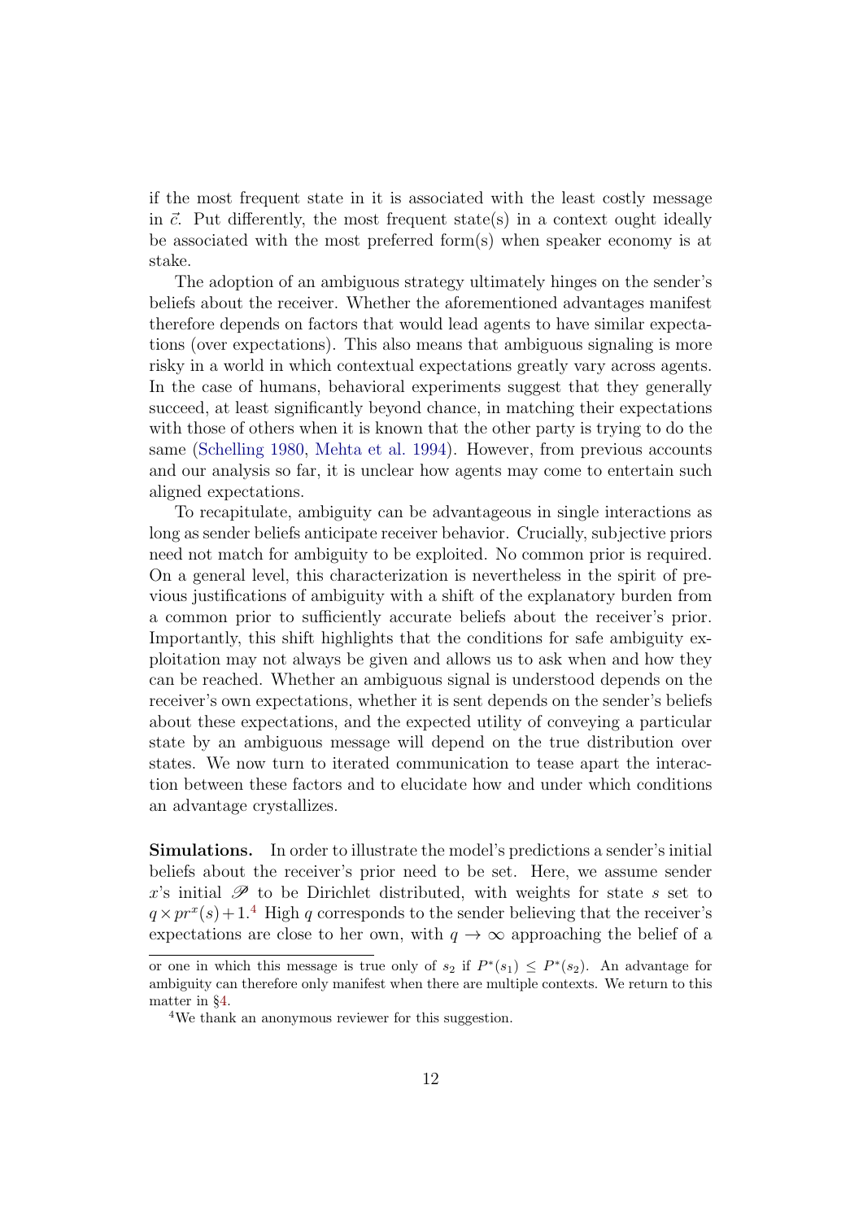if the most frequent state in it is associated with the least costly message in $\vec{c}$. Put differently, the most frequent state(s) in a context ought ideally be associated with the most preferred form(s) when speaker economy is at stake.

The adoption of an ambiguous strategy ultimately hinges on the sender's beliefs about the receiver. Whether the aforementioned advantages manifest therefore depends on factors that would lead agents to have similar expectations (over expectations). This also means that ambiguous signaling is more risky in a world in which contextual expectations greatly vary across agents. In the case of humans, behavioral experiments suggest that they generally succeed, at least significantly beyond chance, in matching their expectations with those of others when it is known that the other party is trying to do the same (Schelling 1980, Mehta et al. 1994). However, from previous accounts and our analysis so far, it is unclear how agents may come to entertain such aligned expectations.

To recapitulate, ambiguity can be advantageous in single interactions as long as sender beliefs anticipate receiver behavior. Crucially, subjective priors need not match for ambiguity to be exploited. No common prior is required. On a general level, this characterization is nevertheless in the spirit of previous justifications of ambiguity with a shift of the explanatory burden from a common prior to sufficiently accurate beliefs about the receiver's prior. Importantly, this shift highlights that the conditions for safe ambiguity exploitation may not always be given and allows us to ask when and how they can be reached. Whether an ambiguous signal is understood depends on the receiver's own expectations, whether it is sent depends on the sender's beliefs about these expectations, and the expected utility of conveying a particular state by an ambiguous message will depend on the true distribution over states. We now turn to iterated communication to tease apart the interaction between these factors and to elucidate how and under which conditions an advantage crystallizes.

**Simulations.** In order to illustrate the model's predictions a sender's initial beliefs about the receiver's prior need to be set. Here, we assume sender $x$'s initial $\mathscr{P}$ to be Dirichlet distributed, with weights for state $s$ set to $q \times pr^x(s) + 1$.[4] High $q$ corresponds to the sender believing that the receiver's expectations are close to her own, with $q \to \infty$ approaching the belief of a

or one in which this message is true only of $s_2$ if $P^*(s_1) \leq P^*(s_2)$. An advantage for ambiguity can therefore only manifest when there are multiple contexts. We return to this matter in §4.

[4] We thank an anonymous reviewer for this suggestion.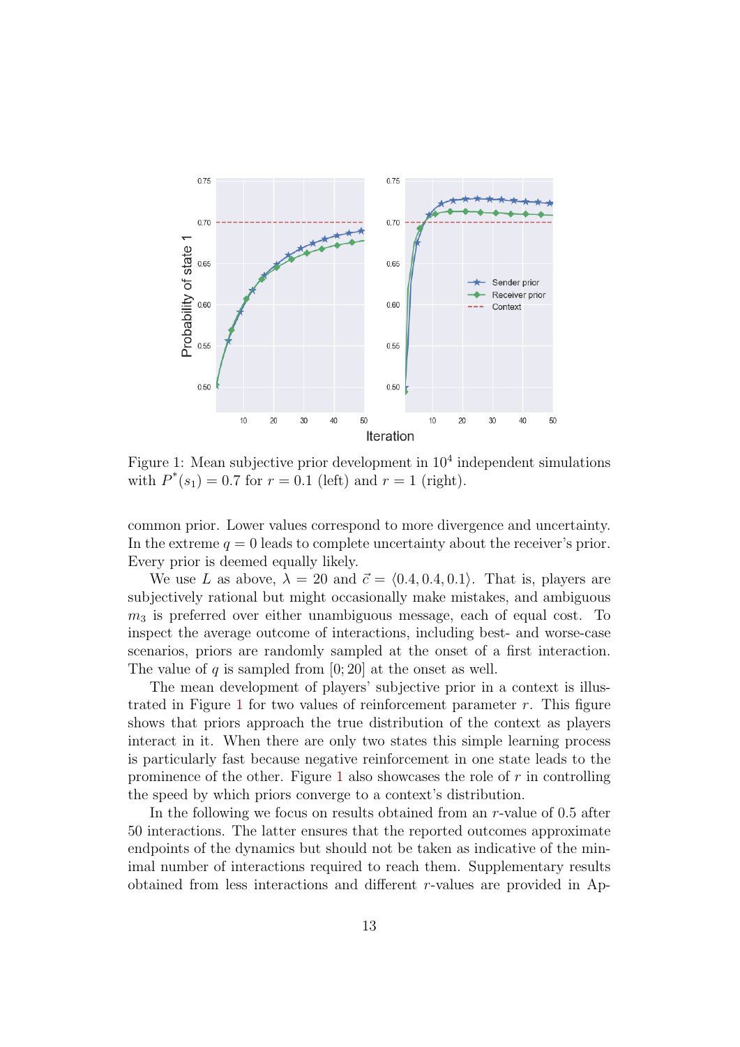Figure 1: Mean subjective prior development in $10^4$ independent simulations with $P^*(s_1) = 0.7$ for $r = 0.1$ (left) and $r = 1$ (right).

common prior. Lower values correspond to more divergence and uncertainty. In the extreme $q = 0$ leads to complete uncertainty about the receiver's prior. Every prior is deemed equally likely.

We use $L$ as above, $\lambda = 20$ and $\vec{c} = \langle 0.4, 0.4, 0.1 \rangle$. That is, players are subjectively rational but might occasionally make mistakes, and ambiguous $m_3$ is preferred over either unambiguous message, each of equal cost. To inspect the average outcome of interactions, including best- and worse-case scenarios, priors are randomly sampled at the onset of a first interaction. The value of $q$ is sampled from $[0; 20]$ at the onset as well.

The mean development of players' subjective prior in a context is illustrated in Figure 1 for two values of reinforcement parameter $r$. This figure shows that priors approach the true distribution of the context as players interact in it. When there are only two states this simple learning process is particularly fast because negative reinforcement in one state leads to the prominence of the other. Figure 1 also showcases the role of $r$ in controlling the speed by which priors converge to a context's distribution.

In the following we focus on results obtained from an $r$-value of 0.5 after 50 interactions. The latter ensures that the reported outcomes approximate endpoints of the dynamics but should not be taken as indicative of the minimal number of interactions required to reach them. Supplementary results obtained from less interactions and different $r$-values are provided in Ap-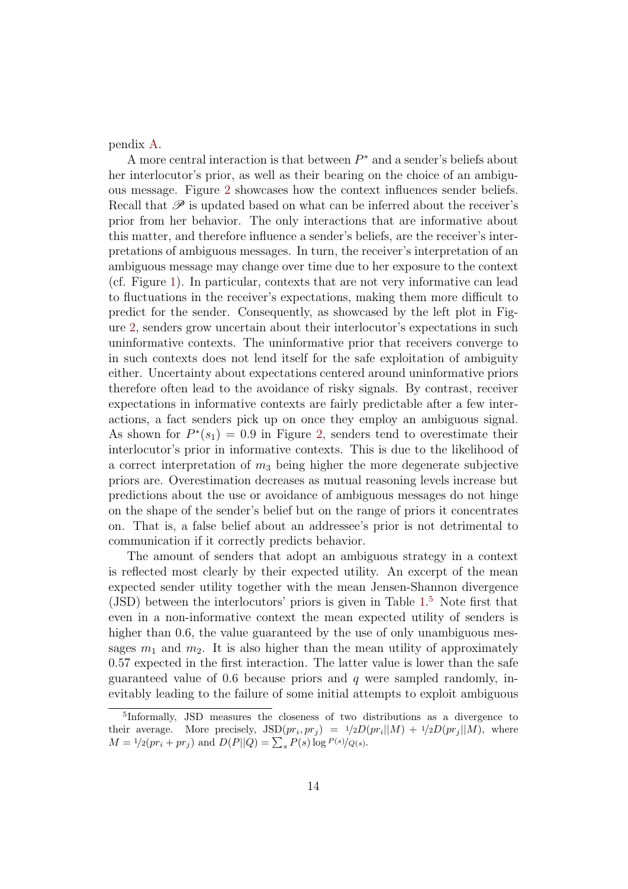pendix A.

A more central interaction is that between $P^*$ and a sender's beliefs about her interlocutor's prior, as well as their bearing on the choice of an ambiguous message. Figure 2 showcases how the context influences sender beliefs. Recall that $\mathscr{P}$ is updated based on what can be inferred about the receiver's prior from her behavior. The only interactions that are informative about this matter, and therefore influence a sender's beliefs, are the receiver's interpretations of ambiguous messages. In turn, the receiver's interpretation of an ambiguous message may change over time due to her exposure to the context (cf. Figure 1). In particular, contexts that are not very informative can lead to fluctuations in the receiver's expectations, making them more difficult to predict for the sender. Consequently, as showcased by the left plot in Figure 2, senders grow uncertain about their interlocutor's expectations in such uninformative contexts. The uninformative prior that receivers converge to in such contexts does not lend itself for the safe exploitation of ambiguity either. Uncertainty about expectations centered around uninformative priors therefore often lead to the avoidance of risky signals. By contrast, receiver expectations in informative contexts are fairly predictable after a few interactions, a fact senders pick up on once they employ an ambiguous signal. As shown for $P^*(s_1) = 0.9$ in Figure 2, senders tend to overestimate their interlocutor's prior in informative contexts. This is due to the likelihood of a correct interpretation of $m_3$ being higher the more degenerate subjective priors are. Overestimation decreases as mutual reasoning levels increase but predictions about the use or avoidance of ambiguous messages do not hinge on the shape of the sender's belief but on the range of priors it concentrates on. That is, a false belief about an addressee's prior is not detrimental to communication if it correctly predicts behavior.

The amount of senders that adopt an ambiguous strategy in a context is reflected most clearly by their expected utility. An excerpt of the mean expected sender utility together with the mean Jensen-Shannon divergence (JSD) between the interlocutors' priors is given in Table 1.[5] Note first that even in a non-informative context the mean expected utility of senders is higher than 0.6, the value guaranteed by the use of only unambiguous messages $m_1$ and $m_2$. It is also higher than the mean utility of approximately 0.57 expected in the first interaction. The latter value is lower than the safe guaranteed value of 0.6 because priors and $q$ were sampled randomly, inevitably leading to the failure of some initial attempts to exploit ambiguous

[5] Informally, JSD measures the closeness of two distributions as a divergence to their average. More precisely, $\text{JSD}(pr_i, pr_j) = {}^1\!/_2 D(pr_i||M) + {}^1\!/_2 D(pr_j||M)$, where $M = {}^1\!/_2(pr_i + pr_j)$ and $D(P||Q) = \sum_s P(s) \log {}^{P(s)}\!/_{Q(s)}$.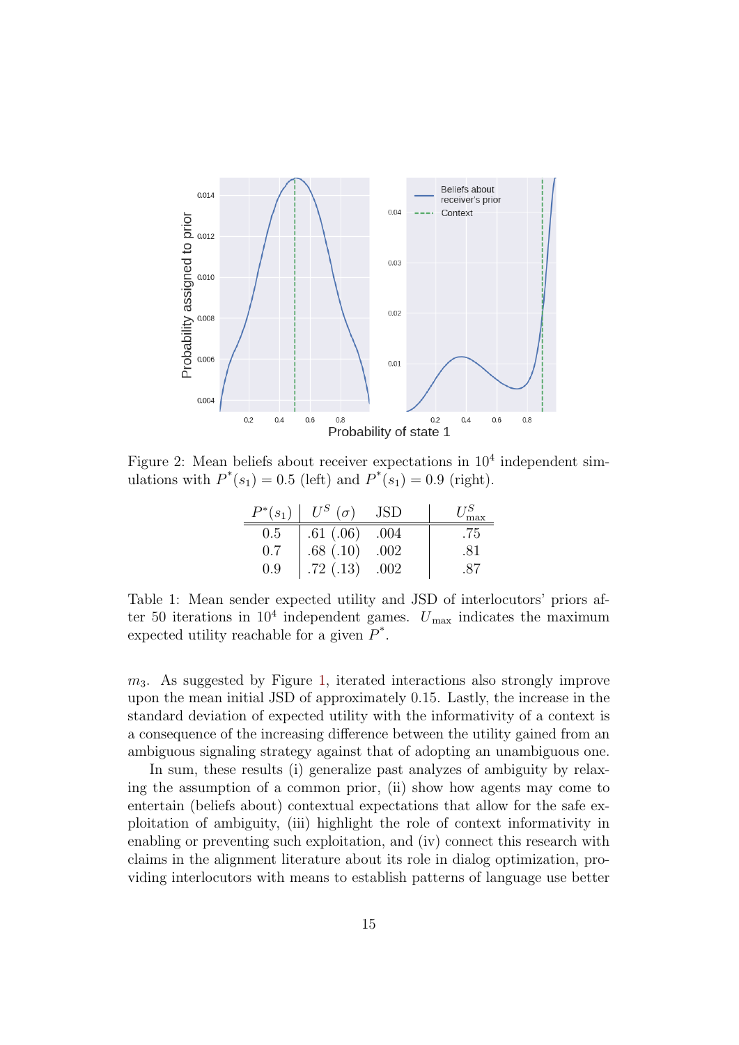Figure 2: Mean beliefs about receiver expectations in $10^4$ independent simulations with $P^*(s_1) = 0.5$ (left) and $P^*(s_1) = 0.9$ (right).

| $P^*(s_1)$ | $U^S$ $(\sigma)$ | JSD | $U^S_{\max}$ |
|---|---|---|---|
| 0.5 | .61 (.06) | .004 | .75 |
| 0.7 | .68 (.10) | .002 | .81 |
| 0.9 | .72 (.13) | .002 | .87 |

Table 1: Mean sender expected utility and JSD of interlocutors' priors after 50 iterations in $10^4$ independent games. $U_{\max}$ indicates the maximum expected utility reachable for a given $P^*$.

$m_3$. As suggested by Figure 1, iterated interactions also strongly improve upon the mean initial JSD of approximately 0.15. Lastly, the increase in the standard deviation of expected utility with the informativity of a context is a consequence of the increasing difference between the utility gained from an ambiguous signaling strategy against that of adopting an unambiguous one.

In sum, these results (i) generalize past analyzes of ambiguity by relaxing the assumption of a common prior, (ii) show how agents may come to entertain (beliefs about) contextual expectations that allow for the safe exploitation of ambiguity, (iii) highlight the role of context informativity in enabling or preventing such exploitation, and (iv) connect this research with claims in the alignment literature about its role in dialog optimization, providing interlocutors with means to establish patterns of language use better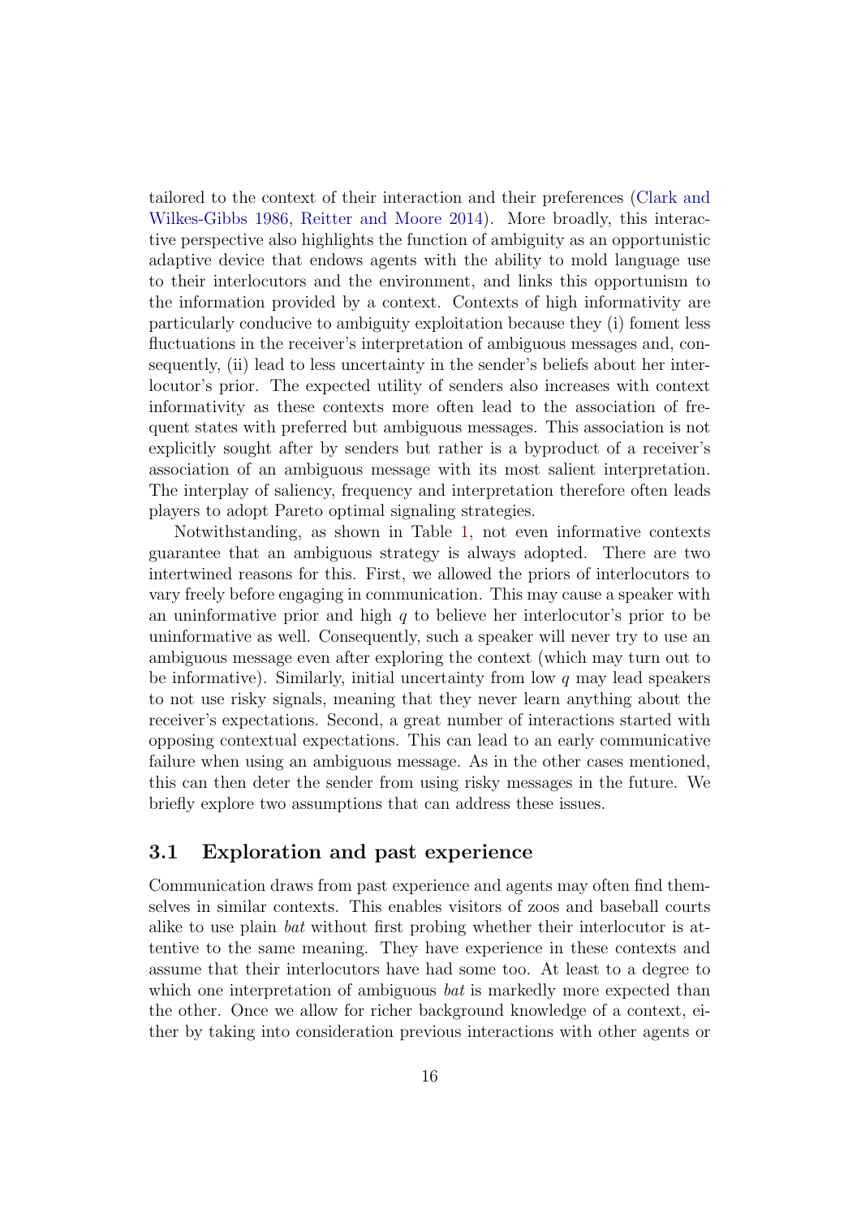tailored to the context of their interaction and their preferences (Clark and Wilkes-Gibbs 1986, Reitter and Moore 2014). More broadly, this interactive perspective also highlights the function of ambiguity as an opportunistic adaptive device that endows agents with the ability to mold language use to their interlocutors and the environment, and links this opportunism to the information provided by a context. Contexts of high informativity are particularly conducive to ambiguity exploitation because they (i) foment less fluctuations in the receiver's interpretation of ambiguous messages and, consequently, (ii) lead to less uncertainty in the sender's beliefs about her interlocutor's prior. The expected utility of senders also increases with context informativity as these contexts more often lead to the association of frequent states with preferred but ambiguous messages. This association is not explicitly sought after by senders but rather is a byproduct of a receiver's association of an ambiguous message with its most salient interpretation. The interplay of saliency, frequency and interpretation therefore often leads players to adopt Pareto optimal signaling strategies.

Notwithstanding, as shown in Table 1, not even informative contexts guarantee that an ambiguous strategy is always adopted. There are two intertwined reasons for this. First, we allowed the priors of interlocutors to vary freely before engaging in communication. This may cause a speaker with an uninformative prior and high $q$ to believe her interlocutor's prior to be uninformative as well. Consequently, such a speaker will never try to use an ambiguous message even after exploring the context (which may turn out to be informative). Similarly, initial uncertainty from low $q$ may lead speakers to not use risky signals, meaning that they never learn anything about the receiver's expectations. Second, a great number of interactions started with opposing contextual expectations. This can lead to an early communicative failure when using an ambiguous message. As in the other cases mentioned, this can then deter the sender from using risky messages in the future. We briefly explore two assumptions that can address these issues.

## 3.1 Exploration and past experience

Communication draws from past experience and agents may often find themselves in similar contexts. This enables visitors of zoos and baseball courts alike to use plain *bat* without first probing whether their interlocutor is attentive to the same meaning. They have experience in these contexts and assume that their interlocutors have had some too. At least to a degree to which one interpretation of ambiguous *bat* is markedly more expected than the other. Once we allow for richer background knowledge of a context, either by taking into consideration previous interactions with other agents or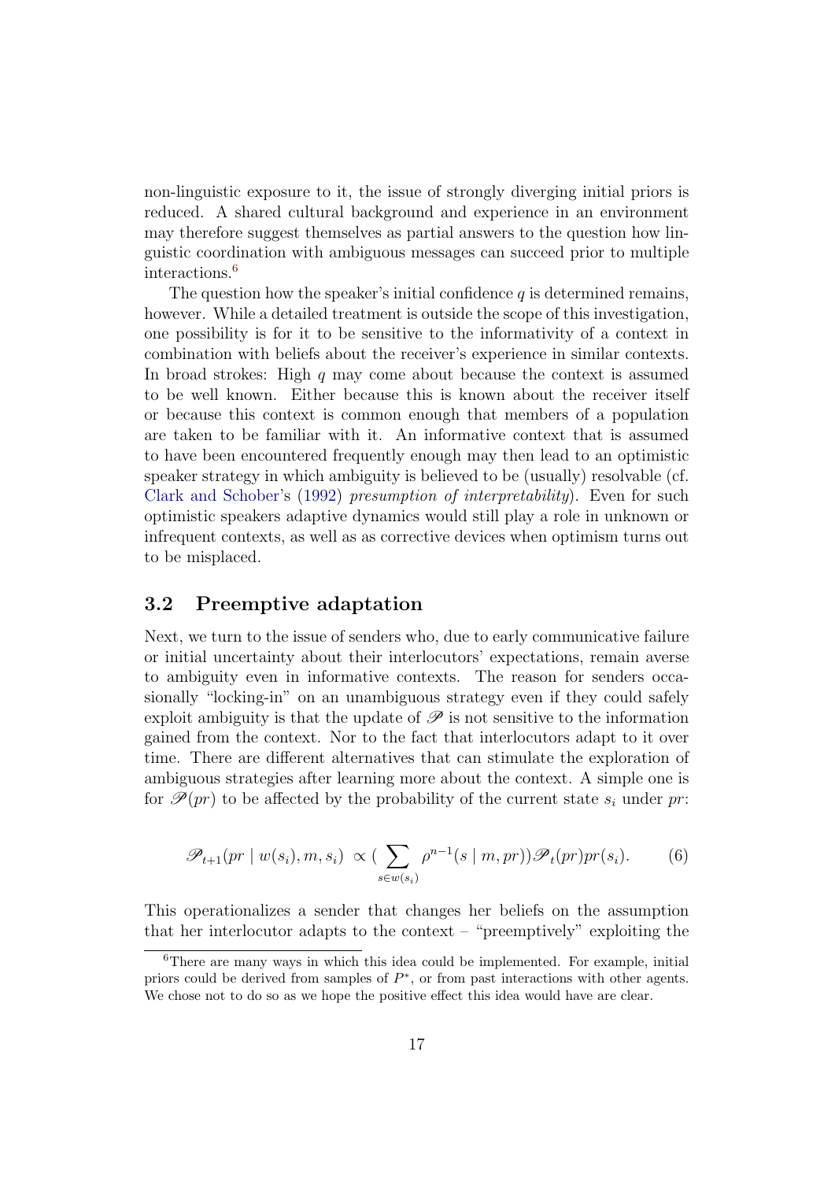non-linguistic exposure to it, the issue of strongly diverging initial priors is reduced. A shared cultural background and experience in an environment may therefore suggest themselves as partial answers to the question how linguistic coordination with ambiguous messages can succeed prior to multiple interactions.[6]

The question how the speaker's initial confidence $q$ is determined remains, however. While a detailed treatment is outside the scope of this investigation, one possibility is for it to be sensitive to the informativity of a context in combination with beliefs about the receiver's experience in similar contexts. In broad strokes: High $q$ may come about because the context is assumed to be well known. Either because this is known about the receiver itself or because this context is common enough that members of a population are taken to be familiar with it. An informative context that is assumed to have been encountered frequently enough may then lead to an optimistic speaker strategy in which ambiguity is believed to be (usually) resolvable (cf. Clark and Schober's (1992) *presumption of interpretability*). Even for such optimistic speakers adaptive dynamics would still play a role in unknown or infrequent contexts, as well as as corrective devices when optimism turns out to be misplaced.

### 3.2 Preemptive adaptation

Next, we turn to the issue of senders who, due to early communicative failure or initial uncertainty about their interlocutors' expectations, remain averse to ambiguity even in informative contexts. The reason for senders occasionally "locking-in" on an unambiguous strategy even if they could safely exploit ambiguity is that the update of $\mathscr{P}$ is not sensitive to the information gained from the context. Nor to the fact that interlocutors adapt to it over time. There are different alternatives that can stimulate the exploration of ambiguous strategies after learning more about the context. A simple one is for $\mathscr{P}(pr)$ to be affected by the probability of the current state $s_i$ under $pr$:

$$\mathscr{P}_{t+1}(pr \mid w(s_i), m, s_i) \propto \Big( \sum_{s \in w(s_i)} \rho^{n-1}(s \mid m, pr) \Big) \mathscr{P}_t(pr) pr(s_i). \tag{6}$$

This operationalizes a sender that changes her beliefs on the assumption that her interlocutor adapts to the context – "preemptively" exploiting the

[6] There are many ways in which this idea could be implemented. For example, initial priors could be derived from samples of $P^*$, or from past interactions with other agents. We chose not to do so as we hope the positive effect this idea would have are clear.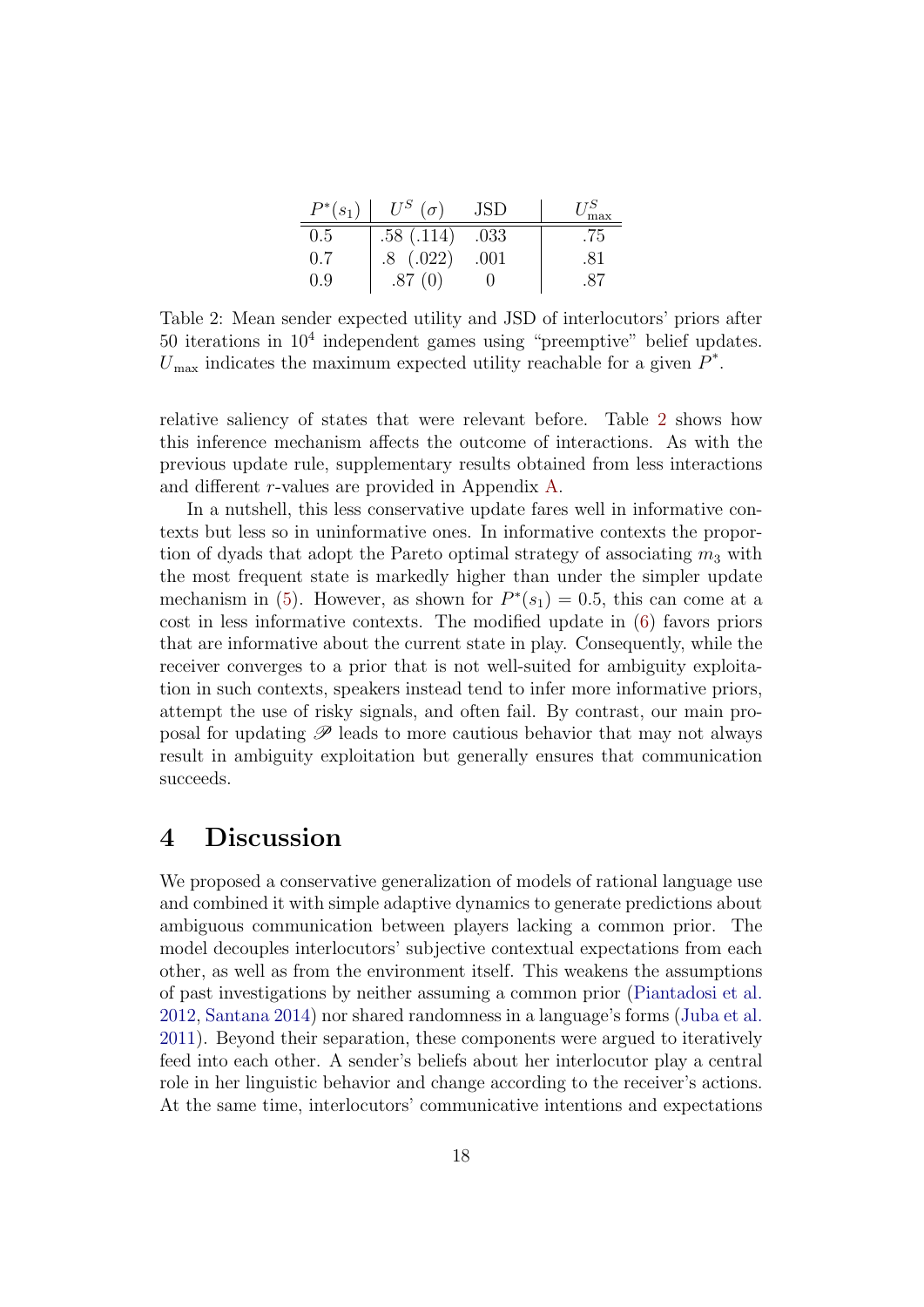| $P^*(s_1)$ | $U^S$ ($\sigma$) | JSD | $U^S_{\max}$ |
|---|---|---|---|
| 0.5 | .58 (.114) | .033 | .75 |
| 0.7 | .8 (.022) | .001 | .81 |
| 0.9 | .87 (0) | 0 | .87 |

Table 2: Mean sender expected utility and JSD of interlocutors' priors after 50 iterations in $10^4$ independent games using "preemptive" belief updates. $U_{\max}$ indicates the maximum expected utility reachable for a given $P^*$.

relative saliency of states that were relevant before. Table 2 shows how this inference mechanism affects the outcome of interactions. As with the previous update rule, supplementary results obtained from less interactions and different $r$-values are provided in Appendix A.

In a nutshell, this less conservative update fares well in informative contexts but less so in uninformative ones. In informative contexts the proportion of dyads that adopt the Pareto optimal strategy of associating $m_3$ with the most frequent state is markedly higher than under the simpler update mechanism in (5). However, as shown for $P^*(s_1) = 0.5$, this can come at a cost in less informative contexts. The modified update in (6) favors priors that are informative about the current state in play. Consequently, while the receiver converges to a prior that is not well-suited for ambiguity exploitation in such contexts, speakers instead tend to infer more informative priors, attempt the use of risky signals, and often fail. By contrast, our main proposal for updating $\mathscr{P}$ leads to more cautious behavior that may not always result in ambiguity exploitation but generally ensures that communication succeeds.

# 4 Discussion

We proposed a conservative generalization of models of rational language use and combined it with simple adaptive dynamics to generate predictions about ambiguous communication between players lacking a common prior. The model decouples interlocutors' subjective contextual expectations from each other, as well as from the environment itself. This weakens the assumptions of past investigations by neither assuming a common prior (Piantadosi et al. 2012, Santana 2014) nor shared randomness in a language's forms (Juba et al. 2011). Beyond their separation, these components were argued to iteratively feed into each other. A sender's beliefs about her interlocutor play a central role in her linguistic behavior and change according to the receiver's actions. At the same time, interlocutors' communicative intentions and expectations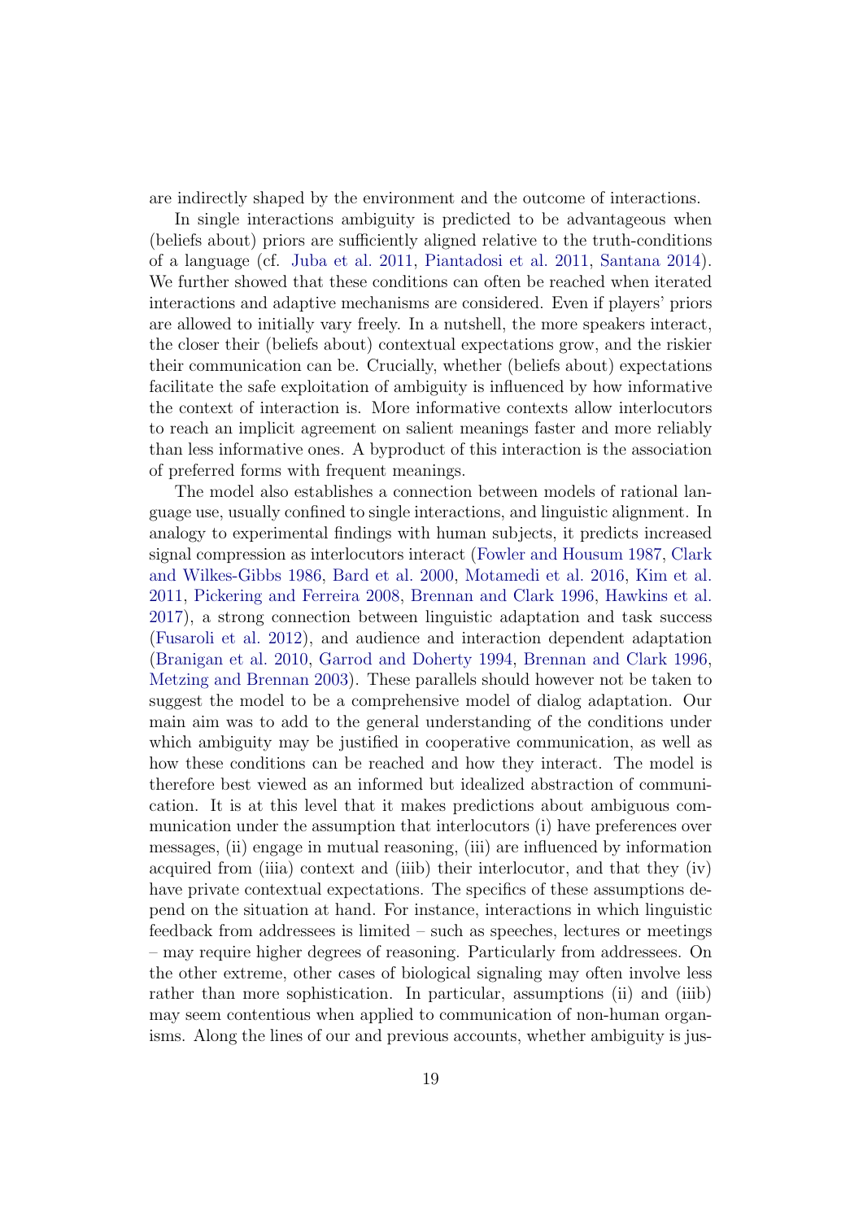are indirectly shaped by the environment and the outcome of interactions.

In single interactions ambiguity is predicted to be advantageous when (beliefs about) priors are sufficiently aligned relative to the truth-conditions of a language (cf. Juba et al. 2011, Piantadosi et al. 2011, Santana 2014). We further showed that these conditions can often be reached when iterated interactions and adaptive mechanisms are considered. Even if players' priors are allowed to initially vary freely. In a nutshell, the more speakers interact, the closer their (beliefs about) contextual expectations grow, and the riskier their communication can be. Crucially, whether (beliefs about) expectations facilitate the safe exploitation of ambiguity is influenced by how informative the context of interaction is. More informative contexts allow interlocutors to reach an implicit agreement on salient meanings faster and more reliably than less informative ones. A byproduct of this interaction is the association of preferred forms with frequent meanings.

The model also establishes a connection between models of rational language use, usually confined to single interactions, and linguistic alignment. In analogy to experimental findings with human subjects, it predicts increased signal compression as interlocutors interact (Fowler and Housum 1987, Clark and Wilkes-Gibbs 1986, Bard et al. 2000, Motamedi et al. 2016, Kim et al. 2011, Pickering and Ferreira 2008, Brennan and Clark 1996, Hawkins et al. 2017), a strong connection between linguistic adaptation and task success (Fusaroli et al. 2012), and audience and interaction dependent adaptation (Branigan et al. 2010, Garrod and Doherty 1994, Brennan and Clark 1996, Metzing and Brennan 2003). These parallels should however not be taken to suggest the model to be a comprehensive model of dialog adaptation. Our main aim was to add to the general understanding of the conditions under which ambiguity may be justified in cooperative communication, as well as how these conditions can be reached and how they interact. The model is therefore best viewed as an informed but idealized abstraction of communication. It is at this level that it makes predictions about ambiguous communication under the assumption that interlocutors (i) have preferences over messages, (ii) engage in mutual reasoning, (iii) are influenced by information acquired from (iiia) context and (iiib) their interlocutor, and that they (iv) have private contextual expectations. The specifics of these assumptions depend on the situation at hand. For instance, interactions in which linguistic feedback from addressees is limited – such as speeches, lectures or meetings – may require higher degrees of reasoning. Particularly from addressees. On the other extreme, other cases of biological signaling may often involve less rather than more sophistication. In particular, assumptions (ii) and (iiib) may seem contentious when applied to communication of non-human organisms. Along the lines of our and previous accounts, whether ambiguity is jus-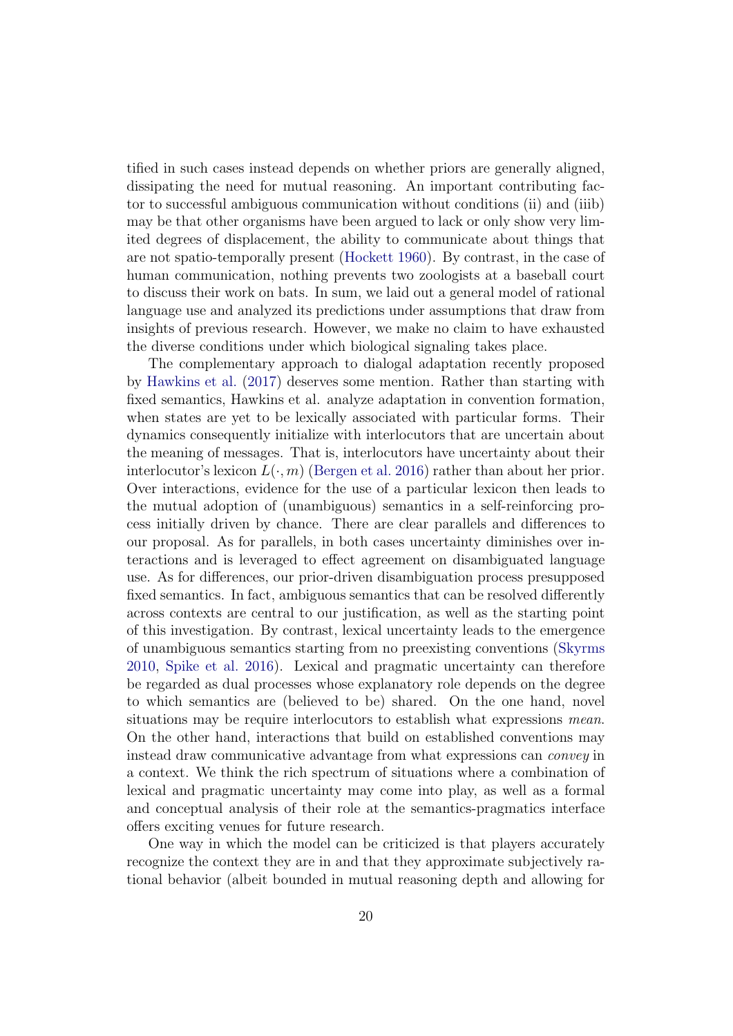tified in such cases instead depends on whether priors are generally aligned, dissipating the need for mutual reasoning. An important contributing factor to successful ambiguous communication without conditions (ii) and (iiib) may be that other organisms have been argued to lack or only show very limited degrees of displacement, the ability to communicate about things that are not spatio-temporally present (Hockett 1960). By contrast, in the case of human communication, nothing prevents two zoologists at a baseball court to discuss their work on bats. In sum, we laid out a general model of rational language use and analyzed its predictions under assumptions that draw from insights of previous research. However, we make no claim to have exhausted the diverse conditions under which biological signaling takes place.

The complementary approach to dialogal adaptation recently proposed by Hawkins et al. (2017) deserves some mention. Rather than starting with fixed semantics, Hawkins et al. analyze adaptation in convention formation, when states are yet to be lexically associated with particular forms. Their dynamics consequently initialize with interlocutors that are uncertain about the meaning of messages. That is, interlocutors have uncertainty about their interlocutor's lexicon $L(\cdot, m)$ (Bergen et al. 2016) rather than about her prior. Over interactions, evidence for the use of a particular lexicon then leads to the mutual adoption of (unambiguous) semantics in a self-reinforcing process initially driven by chance. There are clear parallels and differences to our proposal. As for parallels, in both cases uncertainty diminishes over interactions and is leveraged to effect agreement on disambiguated language use. As for differences, our prior-driven disambiguation process presupposed fixed semantics. In fact, ambiguous semantics that can be resolved differently across contexts are central to our justification, as well as the starting point of this investigation. By contrast, lexical uncertainty leads to the emergence of unambiguous semantics starting from no preexisting conventions (Skyrms 2010, Spike et al. 2016). Lexical and pragmatic uncertainty can therefore be regarded as dual processes whose explanatory role depends on the degree to which semantics are (believed to be) shared. On the one hand, novel situations may be require interlocutors to establish what expressions *mean*. On the other hand, interactions that build on established conventions may instead draw communicative advantage from what expressions can *convey* in a context. We think the rich spectrum of situations where a combination of lexical and pragmatic uncertainty may come into play, as well as a formal and conceptual analysis of their role at the semantics-pragmatics interface offers exciting venues for future research.

One way in which the model can be criticized is that players accurately recognize the context they are in and that they approximate subjectively rational behavior (albeit bounded in mutual reasoning depth and allowing for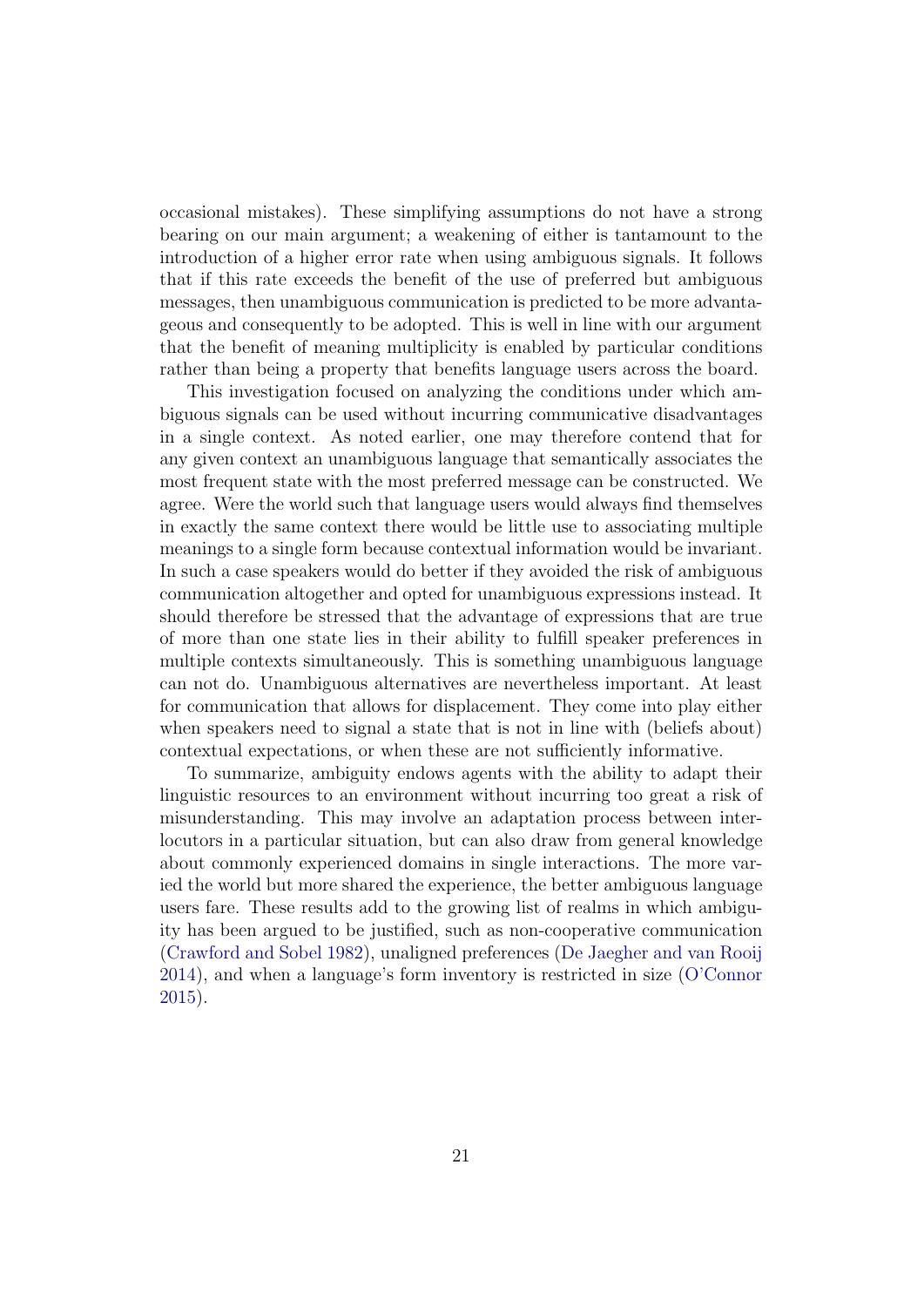occasional mistakes). These simplifying assumptions do not have a strong bearing on our main argument; a weakening of either is tantamount to the introduction of a higher error rate when using ambiguous signals. It follows that if this rate exceeds the benefit of the use of preferred but ambiguous messages, then unambiguous communication is predicted to be more advantageous and consequently to be adopted. This is well in line with our argument that the benefit of meaning multiplicity is enabled by particular conditions rather than being a property that benefits language users across the board.

This investigation focused on analyzing the conditions under which ambiguous signals can be used without incurring communicative disadvantages in a single context. As noted earlier, one may therefore contend that for any given context an unambiguous language that semantically associates the most frequent state with the most preferred message can be constructed. We agree. Were the world such that language users would always find themselves in exactly the same context there would be little use to associating multiple meanings to a single form because contextual information would be invariant. In such a case speakers would do better if they avoided the risk of ambiguous communication altogether and opted for unambiguous expressions instead. It should therefore be stressed that the advantage of expressions that are true of more than one state lies in their ability to fulfill speaker preferences in multiple contexts simultaneously. This is something unambiguous language can not do. Unambiguous alternatives are nevertheless important. At least for communication that allows for displacement. They come into play either when speakers need to signal a state that is not in line with (beliefs about) contextual expectations, or when these are not sufficiently informative.

To summarize, ambiguity endows agents with the ability to adapt their linguistic resources to an environment without incurring too great a risk of misunderstanding. This may involve an adaptation process between interlocutors in a particular situation, but can also draw from general knowledge about commonly experienced domains in single interactions. The more varied the world but more shared the experience, the better ambiguous language users fare. These results add to the growing list of realms in which ambiguity has been argued to be justified, such as non-cooperative communication (Crawford and Sobel 1982), unaligned preferences (De Jaegher and van Rooij 2014), and when a language's form inventory is restricted in size (O'Connor 2015).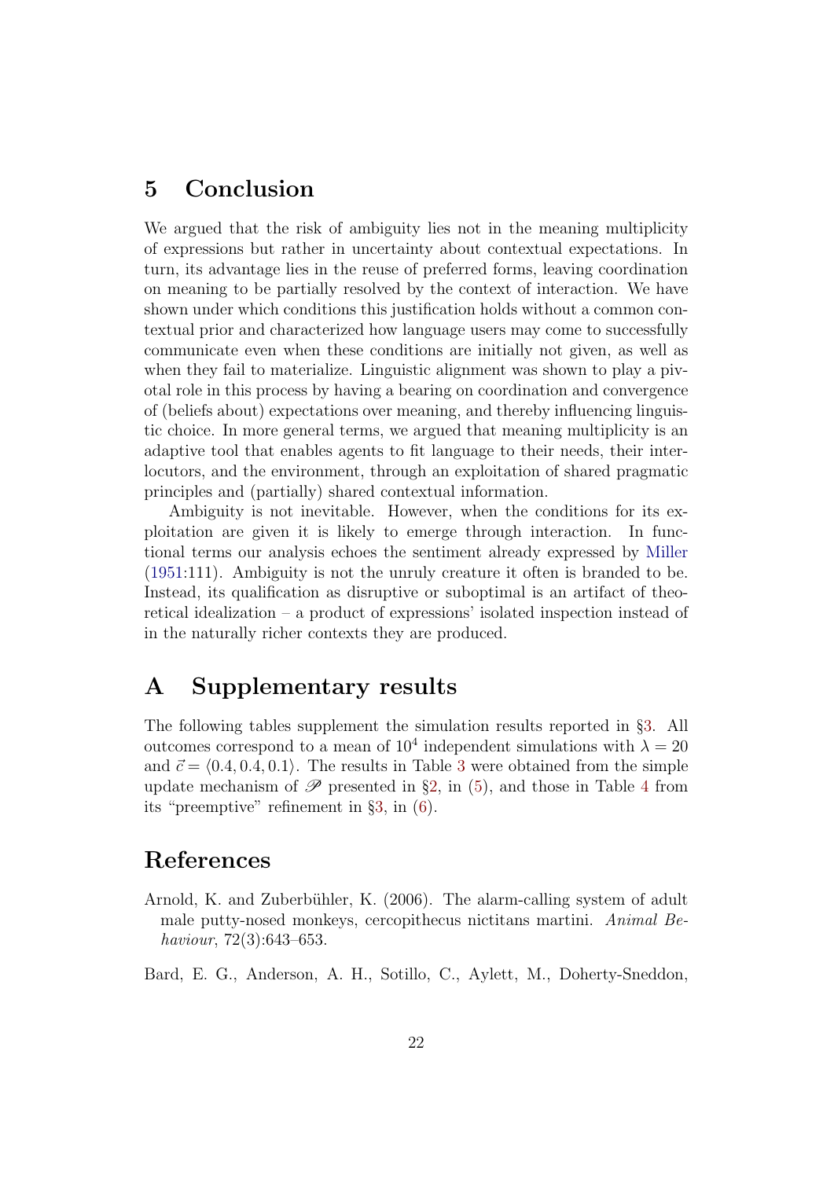## 5 Conclusion

We argued that the risk of ambiguity lies not in the meaning multiplicity of expressions but rather in uncertainty about contextual expectations. In turn, its advantage lies in the reuse of preferred forms, leaving coordination on meaning to be partially resolved by the context of interaction. We have shown under which conditions this justification holds without a common contextual prior and characterized how language users may come to successfully communicate even when these conditions are initially not given, as well as when they fail to materialize. Linguistic alignment was shown to play a pivotal role in this process by having a bearing on coordination and convergence of (beliefs about) expectations over meaning, and thereby influencing linguistic choice. In more general terms, we argued that meaning multiplicity is an adaptive tool that enables agents to fit language to their needs, their interlocutors, and the environment, through an exploitation of shared pragmatic principles and (partially) shared contextual information.

Ambiguity is not inevitable. However, when the conditions for its exploitation are given it is likely to emerge through interaction. In functional terms our analysis echoes the sentiment already expressed by Miller (1951:111). Ambiguity is not the unruly creature it often is branded to be. Instead, its qualification as disruptive or suboptimal is an artifact of theoretical idealization – a product of expressions' isolated inspection instead of in the naturally richer contexts they are produced.

## A Supplementary results

The following tables supplement the simulation results reported in §3. All outcomes correspond to a mean of $10^4$ independent simulations with $\lambda = 20$ and $\vec{c} = \langle 0.4, 0.4, 0.1 \rangle$. The results in Table 3 were obtained from the simple update mechanism of $\mathscr{P}$ presented in §2, in (5), and those in Table 4 from its "preemptive" refinement in §3, in (6).

## References

Arnold, K. and Zuberbühler, K. (2006). The alarm-calling system of adult male putty-nosed monkeys, cercopithecus nictitans martini. *Animal Behaviour*, 72(3):643–653.

Bard, E. G., Anderson, A. H., Sotillo, C., Aylett, M., Doherty-Sneddon,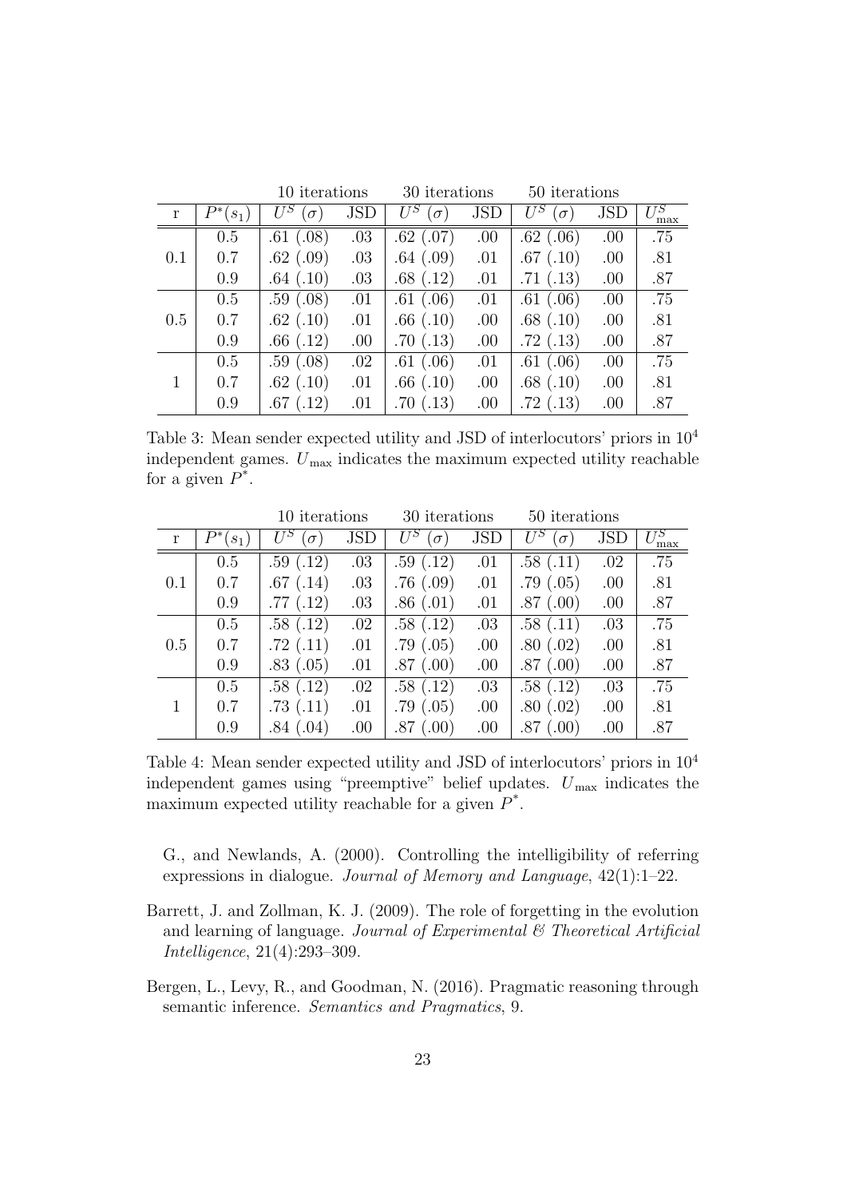| | | 10 iterations | | 30 iterations | | 50 iterations | | |
|---|---|---|---|---|---|---|---|---|
| r | $P^*(s_1)$ | $U^S$ ($\sigma$) | JSD | $U^S$ ($\sigma$) | JSD | $U^S$ ($\sigma$) | JSD | $U^S_{\max}$ |
| 0.1 | 0.5 | .61 (.08) | .03 | .62 (.07) | .00 | .62 (.06) | .00 | .75 |
| | 0.7 | .62 (.09) | .03 | .64 (.09) | .01 | .67 (.10) | .00 | .81 |
| | 0.9 | .64 (.10) | .03 | .68 (.12) | .01 | .71 (.13) | .00 | .87 |
| 0.5 | 0.5 | .59 (.08) | .01 | .61 (.06) | .01 | .61 (.06) | .00 | .75 |
| | 0.7 | .62 (.10) | .01 | .66 (.10) | .00 | .68 (.10) | .00 | .81 |
| | 0.9 | .66 (.12) | .00 | .70 (.13) | .00 | .72 (.13) | .00 | .87 |
| 1 | 0.5 | .59 (.08) | .02 | .61 (.06) | .01 | .61 (.06) | .00 | .75 |
| | 0.7 | .62 (.10) | .01 | .66 (.10) | .00 | .68 (.10) | .00 | .81 |
| | 0.9 | .67 (.12) | .01 | .70 (.13) | .00 | .72 (.13) | .00 | .87 |

Table 3: Mean sender expected utility and JSD of interlocutors' priors in $10^4$ independent games. $U_{\max}$ indicates the maximum expected utility reachable for a given $P^*$.

| | | 10 iterations | | 30 iterations | | 50 iterations | | |
|---|---|---|---|---|---|---|---|---|
| r | $P^*(s_1)$ | $U^S$ ($\sigma$) | JSD | $U^S$ ($\sigma$) | JSD | $U^S$ ($\sigma$) | JSD | $U^S_{\max}$ |
| 0.1 | 0.5 | .59 (.12) | .03 | .59 (.12) | .01 | .58 (.11) | .02 | .75 |
| | 0.7 | .67 (.14) | .03 | .76 (.09) | .01 | .79 (.05) | .00 | .81 |
| | 0.9 | .77 (.12) | .03 | .86 (.01) | .01 | .87 (.00) | .00 | .87 |
| 0.5 | 0.5 | .58 (.12) | .02 | .58 (.12) | .03 | .58 (.11) | .03 | .75 |
| | 0.7 | .72 (.11) | .01 | .79 (.05) | .00 | .80 (.02) | .00 | .81 |
| | 0.9 | .83 (.05) | .01 | .87 (.00) | .00 | .87 (.00) | .00 | .87 |
| 1 | 0.5 | .58 (.12) | .02 | .58 (.12) | .03 | .58 (.12) | .03 | .75 |
| | 0.7 | .73 (.11) | .01 | .79 (.05) | .00 | .80 (.02) | .00 | .81 |
| | 0.9 | .84 (.04) | .00 | .87 (.00) | .00 | .87 (.00) | .00 | .87 |

Table 4: Mean sender expected utility and JSD of interlocutors' priors in $10^4$ independent games using "preemptive" belief updates. $U_{\max}$ indicates the maximum expected utility reachable for a given $P^*$.

G., and Newlands, A. (2000). Controlling the intelligibility of referring expressions in dialogue. *Journal of Memory and Language*, 42(1):1–22.

Barrett, J. and Zollman, K. J. (2009). The role of forgetting in the evolution and learning of language. *Journal of Experimental & Theoretical Artificial Intelligence*, 21(4):293–309.

Bergen, L., Levy, R., and Goodman, N. (2016). Pragmatic reasoning through semantic inference. *Semantics and Pragmatics*, 9.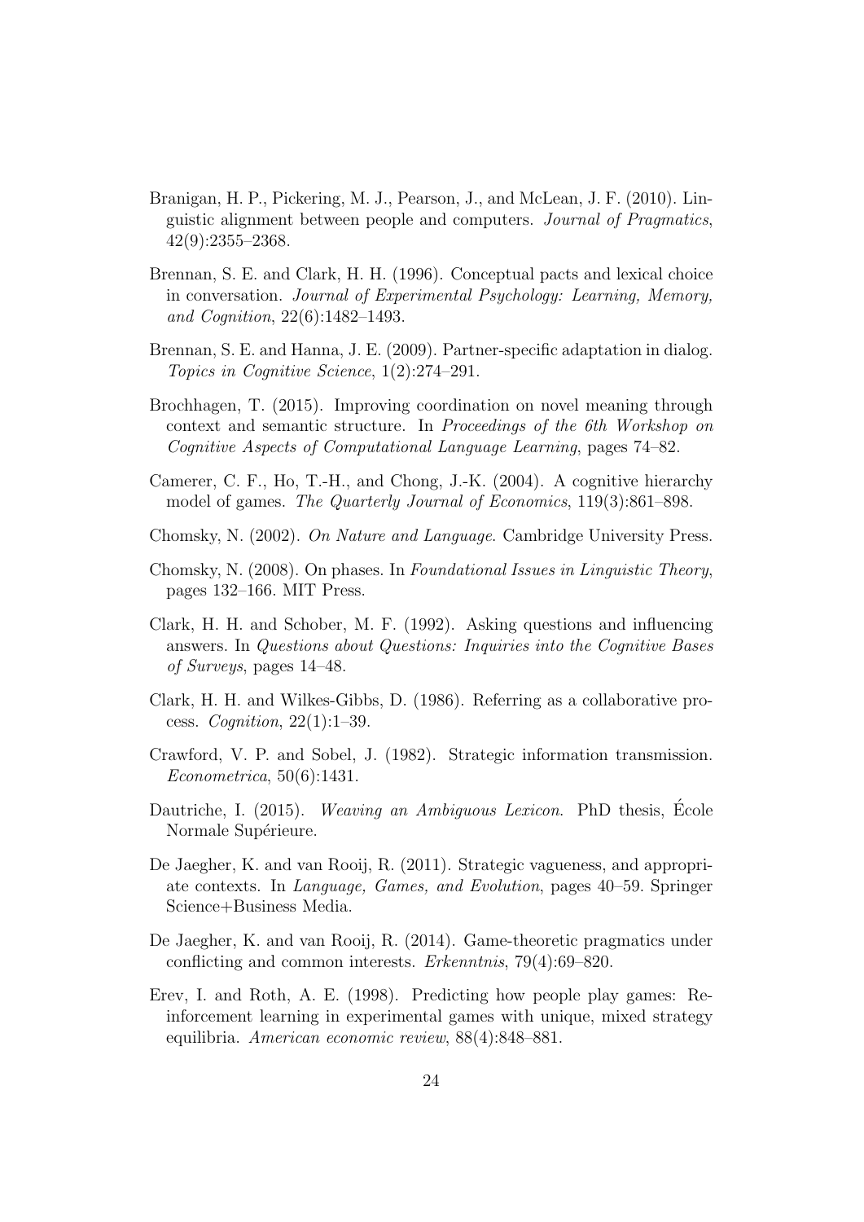Branigan, H. P., Pickering, M. J., Pearson, J., and McLean, J. F. (2010). Linguistic alignment between people and computers. *Journal of Pragmatics*, 42(9):2355–2368.

Brennan, S. E. and Clark, H. H. (1996). Conceptual pacts and lexical choice in conversation. *Journal of Experimental Psychology: Learning, Memory, and Cognition*, 22(6):1482–1493.

Brennan, S. E. and Hanna, J. E. (2009). Partner-specific adaptation in dialog. *Topics in Cognitive Science*, 1(2):274–291.

Brochhagen, T. (2015). Improving coordination on novel meaning through context and semantic structure. In *Proceedings of the 6th Workshop on Cognitive Aspects of Computational Language Learning*, pages 74–82.

Camerer, C. F., Ho, T.-H., and Chong, J.-K. (2004). A cognitive hierarchy model of games. *The Quarterly Journal of Economics*, 119(3):861–898.

Chomsky, N. (2002). *On Nature and Language*. Cambridge University Press.

Chomsky, N. (2008). On phases. In *Foundational Issues in Linguistic Theory*, pages 132–166. MIT Press.

Clark, H. H. and Schober, M. F. (1992). Asking questions and influencing answers. In *Questions about Questions: Inquiries into the Cognitive Bases of Surveys*, pages 14–48.

Clark, H. H. and Wilkes-Gibbs, D. (1986). Referring as a collaborative process. *Cognition*, 22(1):1–39.

Crawford, V. P. and Sobel, J. (1982). Strategic information transmission. *Econometrica*, 50(6):1431.

Dautriche, I. (2015). *Weaving an Ambiguous Lexicon*. PhD thesis, École Normale Supérieure.

De Jaegher, K. and van Rooij, R. (2011). Strategic vagueness, and appropriate contexts. In *Language, Games, and Evolution*, pages 40–59. Springer Science+Business Media.

De Jaegher, K. and van Rooij, R. (2014). Game-theoretic pragmatics under conflicting and common interests. *Erkenntnis*, 79(4):69–820.

Erev, I. and Roth, A. E. (1998). Predicting how people play games: Reinforcement learning in experimental games with unique, mixed strategy equilibria. *American economic review*, 88(4):848–881.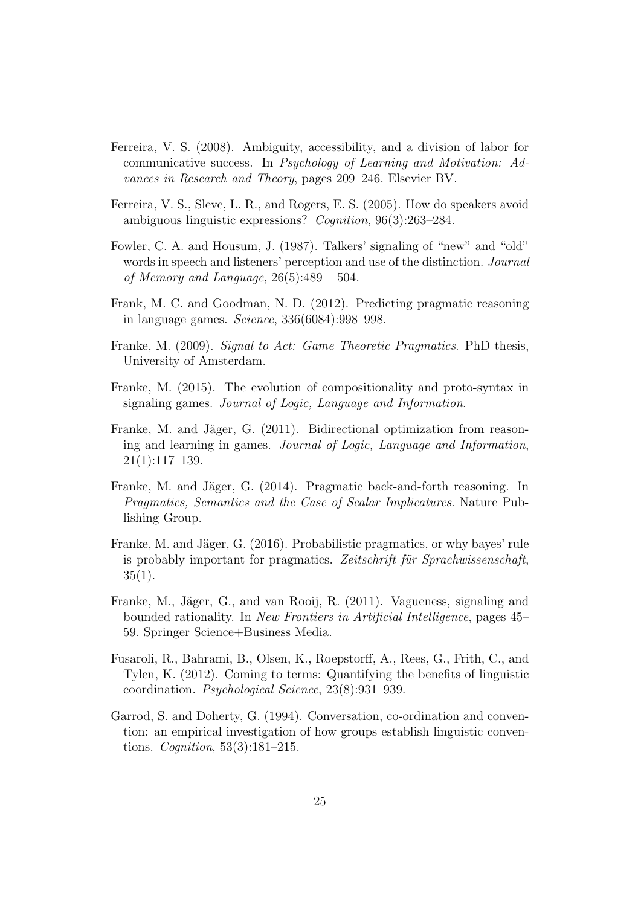Ferreira, V. S. (2008). Ambiguity, accessibility, and a division of labor for communicative success. In *Psychology of Learning and Motivation: Advances in Research and Theory*, pages 209–246. Elsevier BV.

Ferreira, V. S., Slevc, L. R., and Rogers, E. S. (2005). How do speakers avoid ambiguous linguistic expressions? *Cognition*, 96(3):263–284.

Fowler, C. A. and Housum, J. (1987). Talkers' signaling of "new" and "old" words in speech and listeners' perception and use of the distinction. *Journal of Memory and Language*, 26(5):489 – 504.

Frank, M. C. and Goodman, N. D. (2012). Predicting pragmatic reasoning in language games. *Science*, 336(6084):998–998.

Franke, M. (2009). *Signal to Act: Game Theoretic Pragmatics*. PhD thesis, University of Amsterdam.

Franke, M. (2015). The evolution of compositionality and proto-syntax in signaling games. *Journal of Logic, Language and Information*.

Franke, M. and Jäger, G. (2011). Bidirectional optimization from reasoning and learning in games. *Journal of Logic, Language and Information*, 21(1):117–139.

Franke, M. and Jäger, G. (2014). Pragmatic back-and-forth reasoning. In *Pragmatics, Semantics and the Case of Scalar Implicatures*. Nature Publishing Group.

Franke, M. and Jäger, G. (2016). Probabilistic pragmatics, or why bayes' rule is probably important for pragmatics. *Zeitschrift für Sprachwissenschaft*, 35(1).

Franke, M., Jäger, G., and van Rooij, R. (2011). Vagueness, signaling and bounded rationality. In *New Frontiers in Artificial Intelligence*, pages 45–59. Springer Science+Business Media.

Fusaroli, R., Bahrami, B., Olsen, K., Roepstorff, A., Rees, G., Frith, C., and Tylen, K. (2012). Coming to terms: Quantifying the benefits of linguistic coordination. *Psychological Science*, 23(8):931–939.

Garrod, S. and Doherty, G. (1994). Conversation, co-ordination and convention: an empirical investigation of how groups establish linguistic conventions. *Cognition*, 53(3):181–215.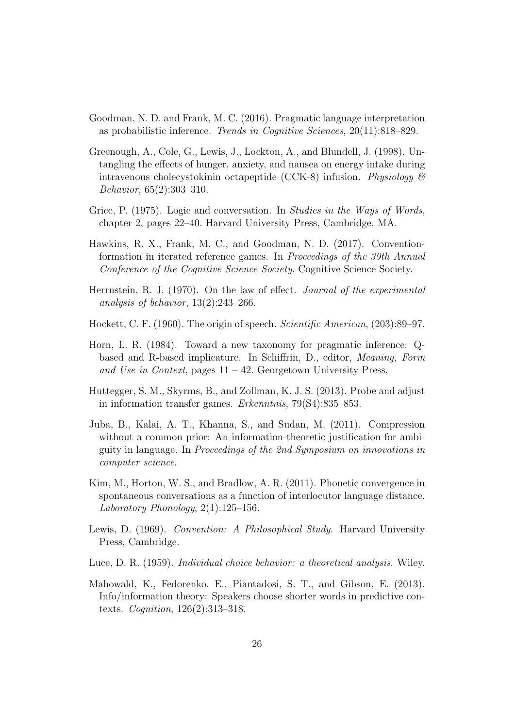Goodman, N. D. and Frank, M. C. (2016). Pragmatic language interpretation as probabilistic inference. *Trends in Cognitive Sciences*, 20(11):818–829.

Greenough, A., Cole, G., Lewis, J., Lockton, A., and Blundell, J. (1998). Untangling the effects of hunger, anxiety, and nausea on energy intake during intravenous cholecystokinin octapeptide (CCK-8) infusion. *Physiology & Behavior*, 65(2):303–310.

Grice, P. (1975). Logic and conversation. In *Studies in the Ways of Words*, chapter 2, pages 22–40. Harvard University Press, Cambridge, MA.

Hawkins, R. X., Frank, M. C., and Goodman, N. D. (2017). Convention-formation in iterated reference games. In *Proceedings of the 39th Annual Conference of the Cognitive Science Society*. Cognitive Science Society.

Herrnstein, R. J. (1970). On the law of effect. *Journal of the experimental analysis of behavior*, 13(2):243–266.

Hockett, C. F. (1960). The origin of speech. *Scientific American*, (203):89–97.

Horn, L. R. (1984). Toward a new taxonomy for pragmatic inference: Q-based and R-based implicature. In Schiffrin, D., editor, *Meaning, Form and Use in Context*, pages 11 – 42. Georgetown University Press.

Huttegger, S. M., Skyrms, B., and Zollman, K. J. S. (2013). Probe and adjust in information transfer games. *Erkenntnis*, 79(S4):835–853.

Juba, B., Kalai, A. T., Khanna, S., and Sudan, M. (2011). Compression without a common prior: An information-theoretic justification for ambiguity in language. In *Proceedings of the 2nd Symposium on innovations in computer science*.

Kim, M., Horton, W. S., and Bradlow, A. R. (2011). Phonetic convergence in spontaneous conversations as a function of interlocutor language distance. *Laboratory Phonology*, 2(1):125–156.

Lewis, D. (1969). *Convention: A Philosophical Study*. Harvard University Press, Cambridge.

Luce, D. R. (1959). *Individual choice behavior: a theoretical analysis*. Wiley.

Mahowald, K., Fedorenko, E., Piantadosi, S. T., and Gibson, E. (2013). Info/information theory: Speakers choose shorter words in predictive contexts. *Cognition*, 126(2):313–318.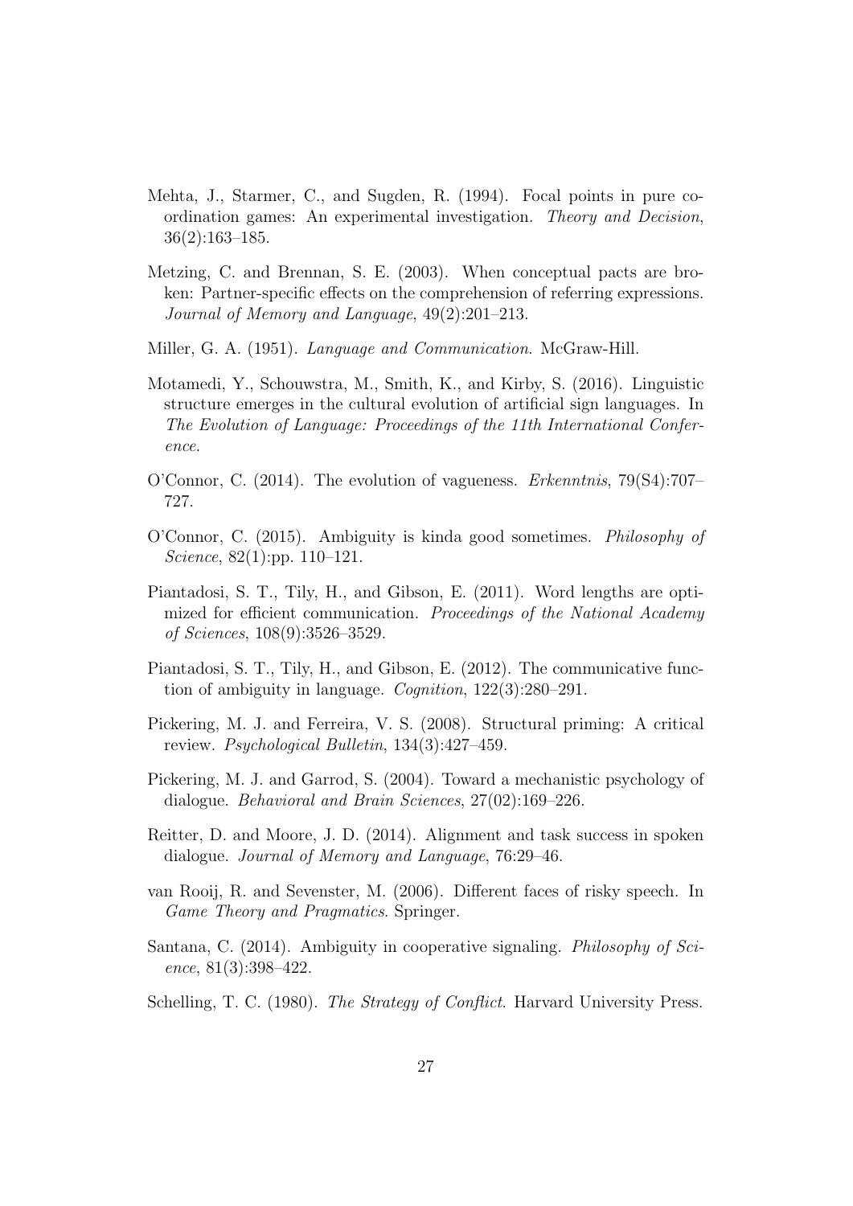Mehta, J., Starmer, C., and Sugden, R. (1994). Focal points in pure coordination games: An experimental investigation. *Theory and Decision*, 36(2):163–185.

Metzing, C. and Brennan, S. E. (2003). When conceptual pacts are broken: Partner-specific effects on the comprehension of referring expressions. *Journal of Memory and Language*, 49(2):201–213.

Miller, G. A. (1951). *Language and Communication*. McGraw-Hill.

Motamedi, Y., Schouwstra, M., Smith, K., and Kirby, S. (2016). Linguistic structure emerges in the cultural evolution of artificial sign languages. In *The Evolution of Language: Proceedings of the 11th International Conference*.

O'Connor, C. (2014). The evolution of vagueness. *Erkenntnis*, 79(S4):707–727.

O'Connor, C. (2015). Ambiguity is kinda good sometimes. *Philosophy of Science*, 82(1):pp. 110–121.

Piantadosi, S. T., Tily, H., and Gibson, E. (2011). Word lengths are optimized for efficient communication. *Proceedings of the National Academy of Sciences*, 108(9):3526–3529.

Piantadosi, S. T., Tily, H., and Gibson, E. (2012). The communicative function of ambiguity in language. *Cognition*, 122(3):280–291.

Pickering, M. J. and Ferreira, V. S. (2008). Structural priming: A critical review. *Psychological Bulletin*, 134(3):427–459.

Pickering, M. J. and Garrod, S. (2004). Toward a mechanistic psychology of dialogue. *Behavioral and Brain Sciences*, 27(02):169–226.

Reitter, D. and Moore, J. D. (2014). Alignment and task success in spoken dialogue. *Journal of Memory and Language*, 76:29–46.

van Rooij, R. and Sevenster, M. (2006). Different faces of risky speech. In *Game Theory and Pragmatics*. Springer.

Santana, C. (2014). Ambiguity in cooperative signaling. *Philosophy of Science*, 81(3):398–422.

Schelling, T. C. (1980). *The Strategy of Conflict*. Harvard University Press.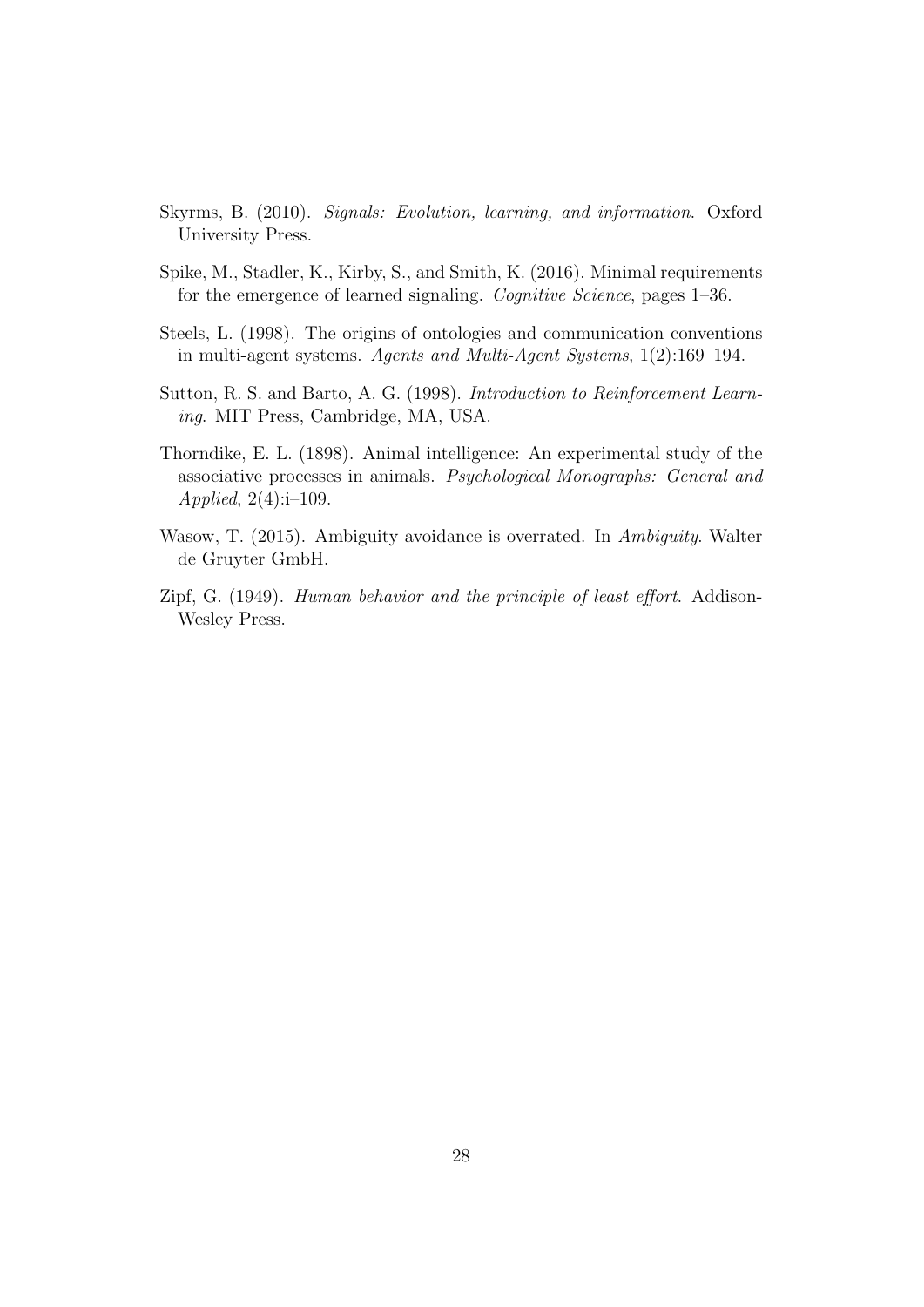Skyrms, B. (2010). *Signals: Evolution, learning, and information*. Oxford University Press.

Spike, M., Stadler, K., Kirby, S., and Smith, K. (2016). Minimal requirements for the emergence of learned signaling. *Cognitive Science*, pages 1–36.

Steels, L. (1998). The origins of ontologies and communication conventions in multi-agent systems. *Agents and Multi-Agent Systems*, 1(2):169–194.

Sutton, R. S. and Barto, A. G. (1998). *Introduction to Reinforcement Learning*. MIT Press, Cambridge, MA, USA.

Thorndike, E. L. (1898). Animal intelligence: An experimental study of the associative processes in animals. *Psychological Monographs: General and Applied*, 2(4):i–109.

Wasow, T. (2015). Ambiguity avoidance is overrated. In *Ambiguity*. Walter de Gruyter GmbH.

Zipf, G. (1949). *Human behavior and the principle of least effort*. Addison-Wesley Press.